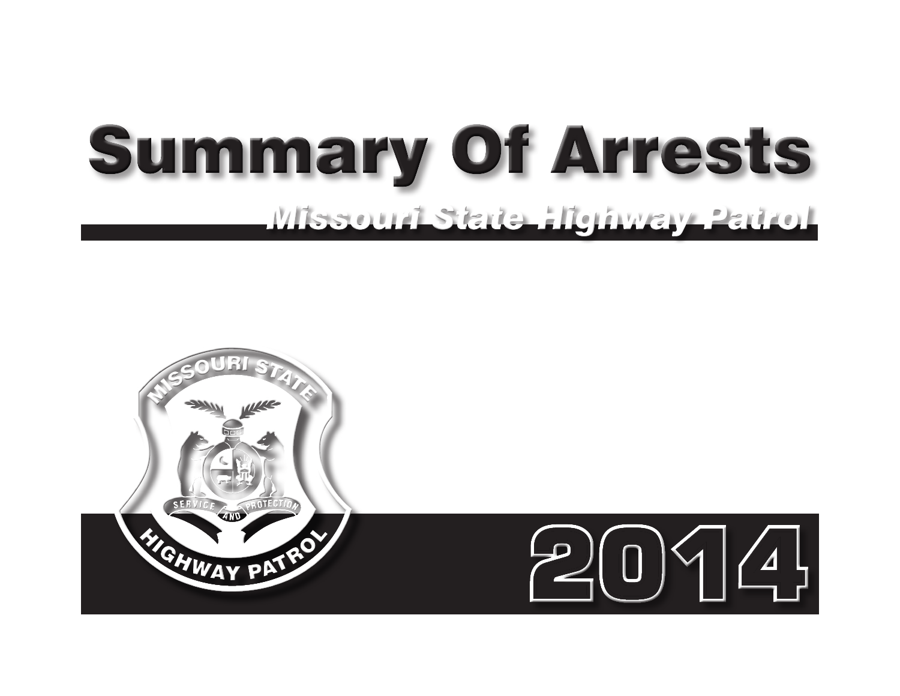# Summary Of Arrests

## Missouri State Highway Patrol

# 2014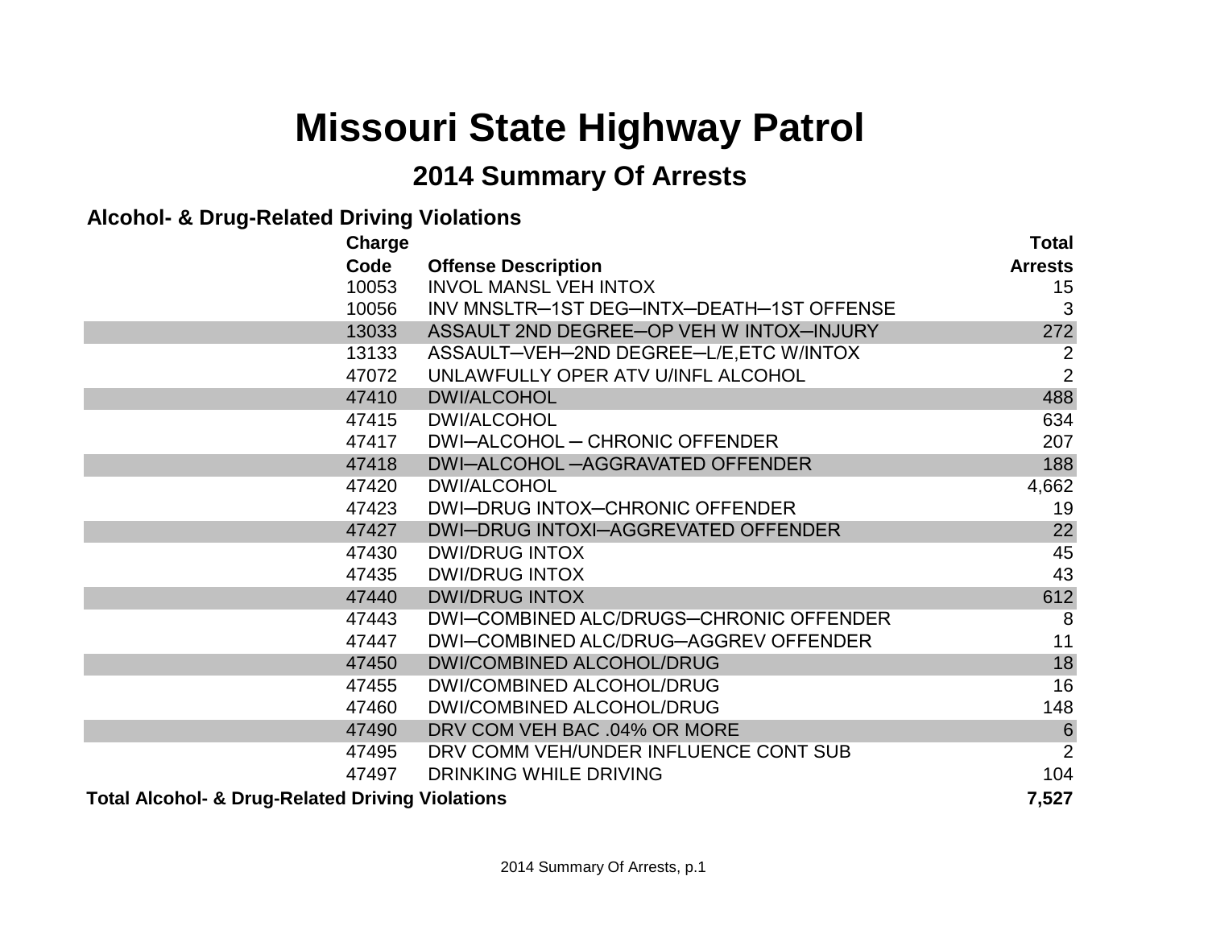# Missouri State Highway Patrol

## 2014 Summary Of Arrests

### Alcohol- & Drug-Related Driving Violations

| Charge Code | Offense Description | Total Arrests |
|---|---|---|
| 10053 | INVOL MANSL VEH INTOX | 15 |
| 10056 | INV MNSLTR─1ST DEG─INTX─DEATH─1ST OFFENSE | 3 |
| 13033 | ASSAULT 2ND DEGREE─OP VEH W INTOX─INJURY | 272 |
| 13133 | ASSAULT─VEH─2ND DEGREE─L/E,ETC W/INTOX | 2 |
| 47072 | UNLAWFULLY OPER ATV U/INFL ALCOHOL | 2 |
| 47410 | DWI/ALCOHOL | 488 |
| 47415 | DWI/ALCOHOL | 634 |
| 47417 | DWI─ALCOHOL ─ CHRONIC OFFENDER | 207 |
| 47418 | DWI─ALCOHOL ─AGGRAVATED OFFENDER | 188 |
| 47420 | DWI/ALCOHOL | 4,662 |
| 47423 | DWI─DRUG INTOX─CHRONIC OFFENDER | 19 |
| 47427 | DWI─DRUG INTOXI─AGGREVATED OFFENDER | 22 |
| 47430 | DWI/DRUG INTOX | 45 |
| 47435 | DWI/DRUG INTOX | 43 |
| 47440 | DWI/DRUG INTOX | 612 |
| 47443 | DWI─COMBINED ALC/DRUGS─CHRONIC OFFENDER | 8 |
| 47447 | DWI─COMBINED ALC/DRUG─AGGREV OFFENDER | 11 |
| 47450 | DWI/COMBINED ALCOHOL/DRUG | 18 |
| 47455 | DWI/COMBINED ALCOHOL/DRUG | 16 |
| 47460 | DWI/COMBINED ALCOHOL/DRUG | 148 |
| 47490 | DRV COM VEH BAC .04% OR MORE | 6 |
| 47495 | DRV COMM VEH/UNDER INFLUENCE CONT SUB | 2 |
| 47497 | DRINKING WHILE DRIVING | 104 |
| **Total Alcohol- & Drug-Related Driving Violations** | | **7,527** |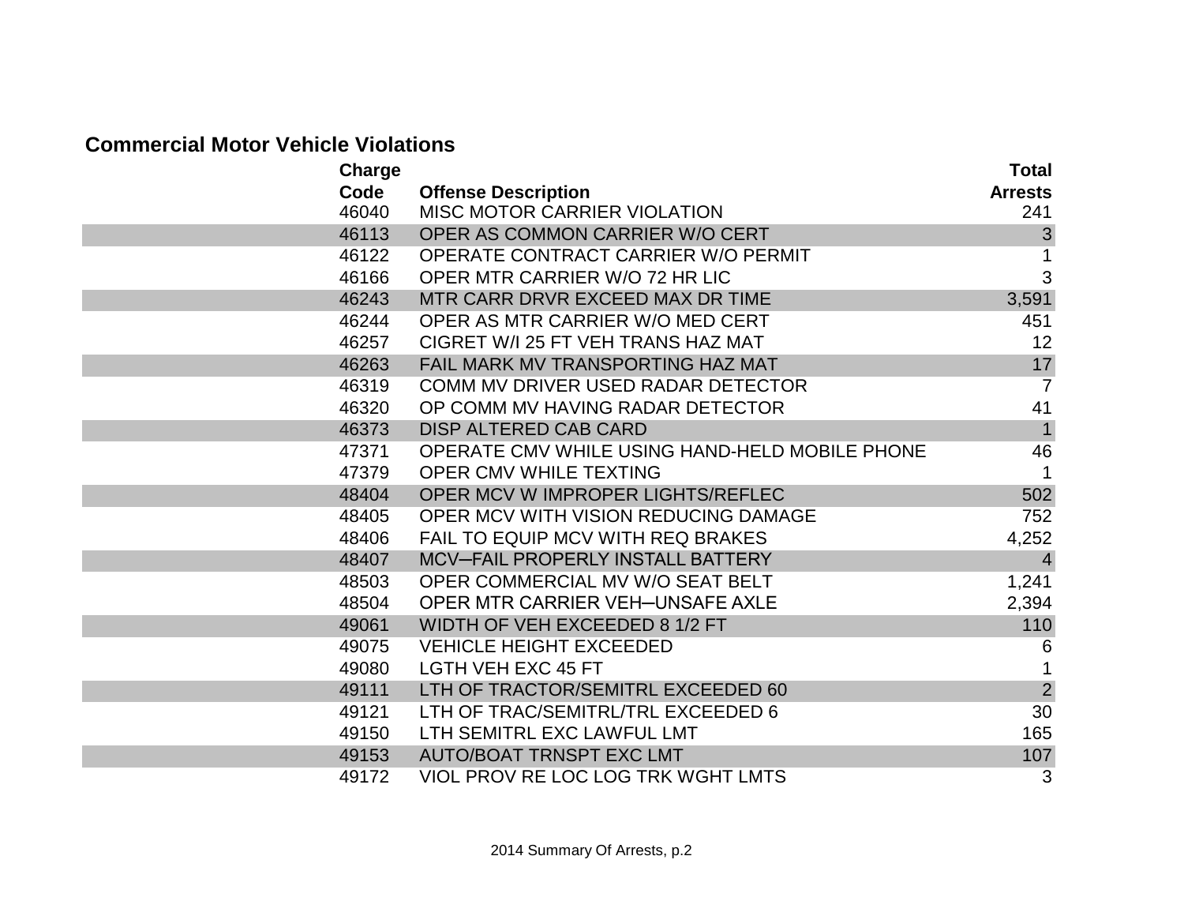## Commercial Motor Vehicle Violations

| Charge Code | Offense Description | Total Arrests |
|---|---|---|
| 46040 | MISC MOTOR CARRIER VIOLATION | 241 |
| 46113 | OPER AS COMMON CARRIER W/O CERT | 3 |
| 46122 | OPERATE CONTRACT CARRIER W/O PERMIT | 1 |
| 46166 | OPER MTR CARRIER W/O 72 HR LIC | 3 |
| 46243 | MTR CARR DRVR EXCEED MAX DR TIME | 3,591 |
| 46244 | OPER AS MTR CARRIER W/O MED CERT | 451 |
| 46257 | CIGRET W/I 25 FT VEH TRANS HAZ MAT | 12 |
| 46263 | FAIL MARK MV TRANSPORTING HAZ MAT | 17 |
| 46319 | COMM MV DRIVER USED RADAR DETECTOR | 7 |
| 46320 | OP COMM MV HAVING RADAR DETECTOR | 41 |
| 46373 | DISP ALTERED CAB CARD | 1 |
| 47371 | OPERATE CMV WHILE USING HAND-HELD MOBILE PHONE | 46 |
| 47379 | OPER CMV WHILE TEXTING | 1 |
| 48404 | OPER MCV W IMPROPER LIGHTS/REFLEC | 502 |
| 48405 | OPER MCV WITH VISION REDUCING DAMAGE | 752 |
| 48406 | FAIL TO EQUIP MCV WITH REQ BRAKES | 4,252 |
| 48407 | MCV─FAIL PROPERLY INSTALL BATTERY | 4 |
| 48503 | OPER COMMERCIAL MV W/O SEAT BELT | 1,241 |
| 48504 | OPER MTR CARRIER VEH─UNSAFE AXLE | 2,394 |
| 49061 | WIDTH OF VEH EXCEEDED 8 1/2 FT | 110 |
| 49075 | VEHICLE HEIGHT EXCEEDED | 6 |
| 49080 | LGTH VEH EXC 45 FT | 1 |
| 49111 | LTH OF TRACTOR/SEMITRL EXCEEDED 60 | 2 |
| 49121 | LTH OF TRAC/SEMITRL/TRL EXCEEDED 6 | 30 |
| 49150 | LTH SEMITRL EXC LAWFUL LMT | 165 |
| 49153 | AUTO/BOAT TRNSPT EXC LMT | 107 |
| 49172 | VIOL PROV RE LOC LOG TRK WGHT LMTS | 3 |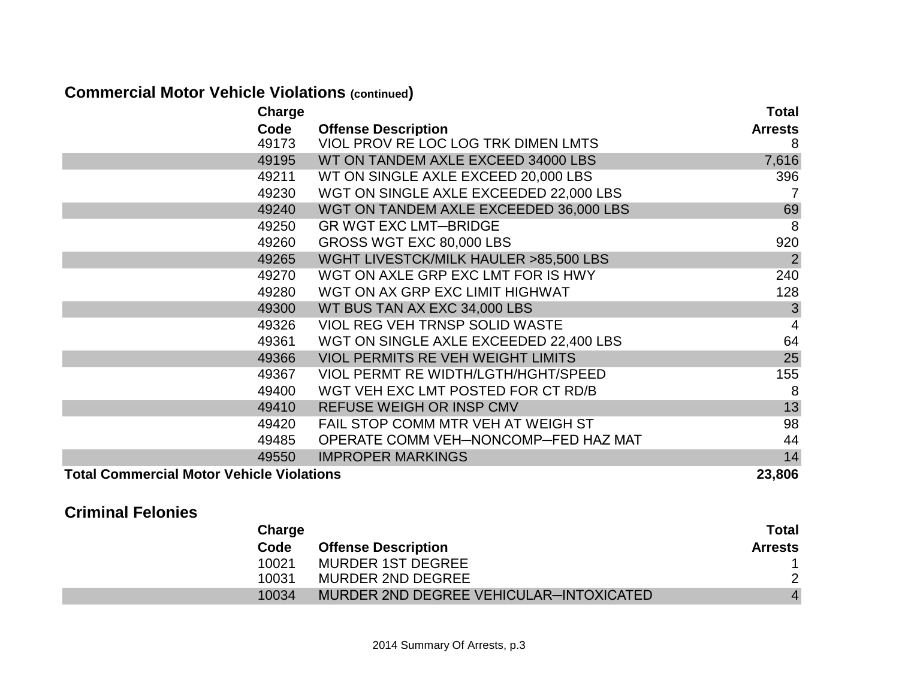## Commercial Motor Vehicle Violations (continued)

| Charge Code | Offense Description | Total Arrests |
|---|---|---|
| 49173 | VIOL PROV RE LOC LOG TRK DIMEN LMTS | 8 |
| 49195 | WT ON TANDEM AXLE EXCEED 34000 LBS | 7,616 |
| 49211 | WT ON SINGLE AXLE EXCEED 20,000 LBS | 396 |
| 49230 | WGT ON SINGLE AXLE EXCEEDED 22,000 LBS | 7 |
| 49240 | WGT ON TANDEM AXLE EXCEEDED 36,000 LBS | 69 |
| 49250 | GR WGT EXC LMT–BRIDGE | 8 |
| 49260 | GROSS WGT EXC 80,000 LBS | 920 |
| 49265 | WGHT LIVESTCK/MILK HAULER >85,500 LBS | 2 |
| 49270 | WGT ON AXLE GRP EXC LMT FOR IS HWY | 240 |
| 49280 | WGT ON AX GRP EXC LIMIT HIGHWAT | 128 |
| 49300 | WT BUS TAN AX EXC 34,000 LBS | 3 |
| 49326 | VIOL REG VEH TRNSP SOLID WASTE | 4 |
| 49361 | WGT ON SINGLE AXLE EXCEEDED 22,400 LBS | 64 |
| 49366 | VIOL PERMITS RE VEH WEIGHT LIMITS | 25 |
| 49367 | VIOL PERMT RE WIDTH/LGTH/HGHT/SPEED | 155 |
| 49400 | WGT VEH EXC LMT POSTED FOR CT RD/B | 8 |
| 49410 | REFUSE WEIGH OR INSP CMV | 13 |
| 49420 | FAIL STOP COMM MTR VEH AT WEIGH ST | 98 |
| 49485 | OPERATE COMM VEH–NONCOMP–FED HAZ MAT | 44 |
| 49550 | IMPROPER MARKINGS | 14 |
| **Total Commercial Motor Vehicle Violations** | | **23,806** |

## Criminal Felonies

| Charge Code | Offense Description | Total Arrests |
|---|---|---|
| 10021 | MURDER 1ST DEGREE | 1 |
| 10031 | MURDER 2ND DEGREE | 2 |
| 10034 | MURDER 2ND DEGREE VEHICULAR–INTOXICATED | 4 |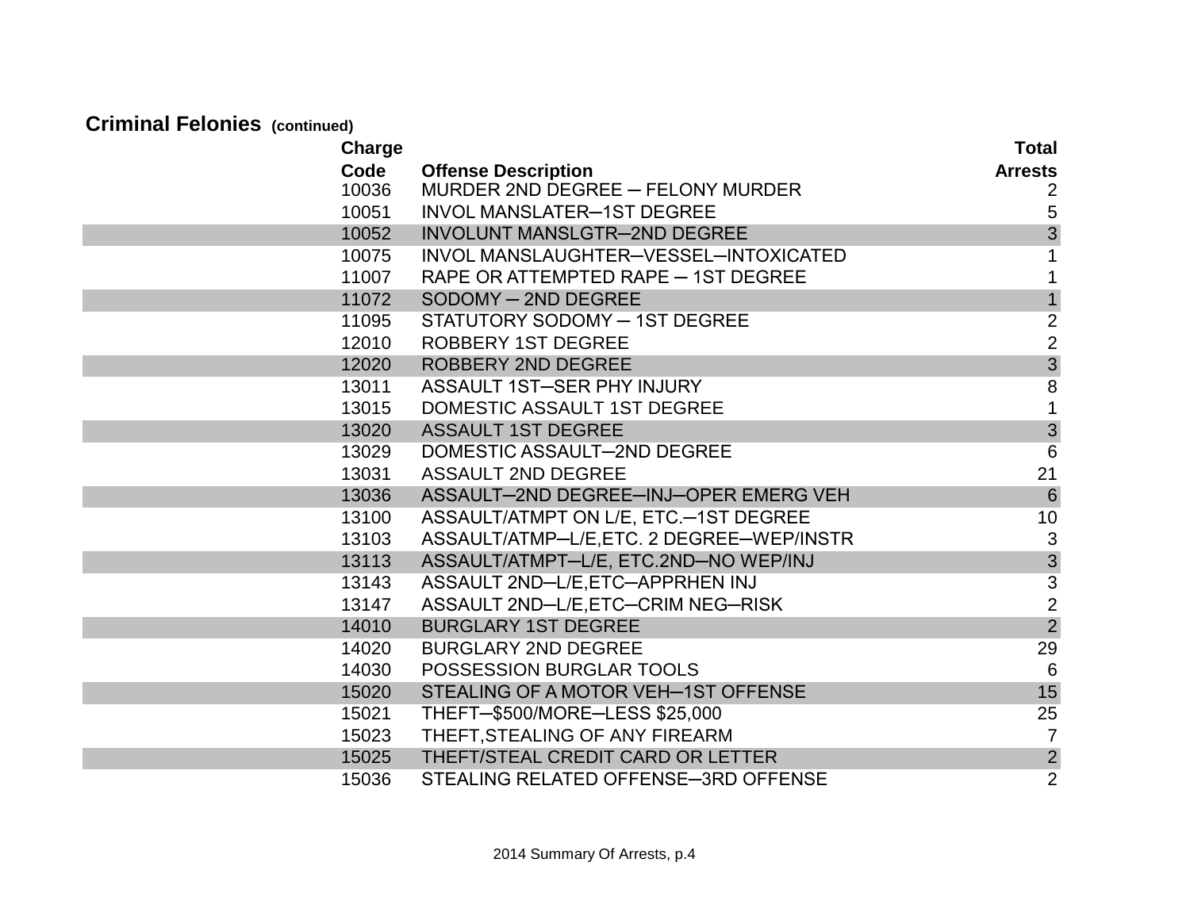## Criminal Felonies (continued)

| Charge Code | Offense Description | Total Arrests |
|---|---|---|
| 10036 | MURDER 2ND DEGREE ─ FELONY MURDER | 2 |
| 10051 | INVOL MANSLATER─1ST DEGREE | 5 |
| 10052 | INVOLUNT MANSLGTR─2ND DEGREE | 3 |
| 10075 | INVOL MANSLAUGHTER─VESSEL─INTOXICATED | 1 |
| 11007 | RAPE OR ATTEMPTED RAPE ─ 1ST DEGREE | 1 |
| 11072 | SODOMY ─ 2ND DEGREE | 1 |
| 11095 | STATUTORY SODOMY ─ 1ST DEGREE | 2 |
| 12010 | ROBBERY 1ST DEGREE | 2 |
| 12020 | ROBBERY 2ND DEGREE | 3 |
| 13011 | ASSAULT 1ST─SER PHY INJURY | 8 |
| 13015 | DOMESTIC ASSAULT 1ST DEGREE | 1 |
| 13020 | ASSAULT 1ST DEGREE | 3 |
| 13029 | DOMESTIC ASSAULT─2ND DEGREE | 6 |
| 13031 | ASSAULT 2ND DEGREE | 21 |
| 13036 | ASSAULT─2ND DEGREE─INJ─OPER EMERG VEH | 6 |
| 13100 | ASSAULT/ATMPT ON L/E, ETC.─1ST DEGREE | 10 |
| 13103 | ASSAULT/ATMP─L/E,ETC. 2 DEGREE─WEP/INSTR | 3 |
| 13113 | ASSAULT/ATMPT─L/E, ETC.2ND─NO WEP/INJ | 3 |
| 13143 | ASSAULT 2ND─L/E,ETC─APPRHEN INJ | 3 |
| 13147 | ASSAULT 2ND─L/E,ETC─CRIM NEG─RISK | 2 |
| 14010 | BURGLARY 1ST DEGREE | 2 |
| 14020 | BURGLARY 2ND DEGREE | 29 |
| 14030 | POSSESSION BURGLAR TOOLS | 6 |
| 15020 | STEALING OF A MOTOR VEH─1ST OFFENSE | 15 |
| 15021 | THEFT─$500/MORE─LESS $25,000 | 25 |
| 15023 | THEFT,STEALING OF ANY FIREARM | 7 |
| 15025 | THEFT/STEAL CREDIT CARD OR LETTER | 2 |
| 15036 | STEALING RELATED OFFENSE─3RD OFFENSE | 2 |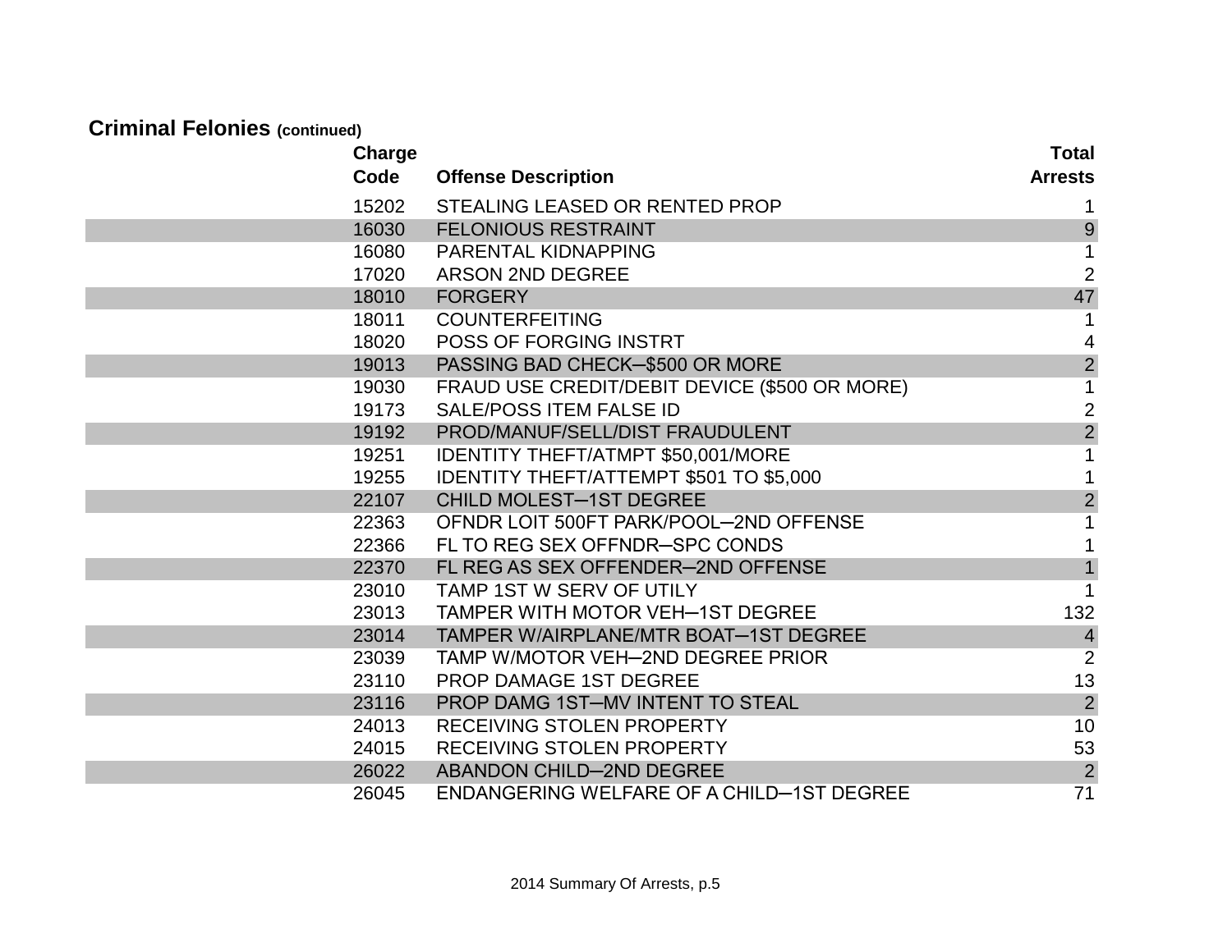## Criminal Felonies (continued)

| Charge Code | Offense Description | Total Arrests |
|---|---|---|
| 15202 | STEALING LEASED OR RENTED PROP | 1 |
| 16030 | FELONIOUS RESTRAINT | 9 |
| 16080 | PARENTAL KIDNAPPING | 1 |
| 17020 | ARSON 2ND DEGREE | 2 |
| 18010 | FORGERY | 47 |
| 18011 | COUNTERFEITING | 1 |
| 18020 | POSS OF FORGING INSTRT | 4 |
| 19013 | PASSING BAD CHECK─$500 OR MORE | 2 |
| 19030 | FRAUD USE CREDIT/DEBIT DEVICE ($500 OR MORE) | 1 |
| 19173 | SALE/POSS ITEM FALSE ID | 2 |
| 19192 | PROD/MANUF/SELL/DIST FRAUDULENT | 2 |
| 19251 | IDENTITY THEFT/ATMPT $50,001/MORE | 1 |
| 19255 | IDENTITY THEFT/ATTEMPT $501 TO $5,000 | 1 |
| 22107 | CHILD MOLEST─1ST DEGREE | 2 |
| 22363 | OFNDR LOIT 500FT PARK/POOL─2ND OFFENSE | 1 |
| 22366 | FL TO REG SEX OFFNDR─SPC CONDS | 1 |
| 22370 | FL REG AS SEX OFFENDER─2ND OFFENSE | 1 |
| 23010 | TAMP 1ST W SERV OF UTILY | 1 |
| 23013 | TAMPER WITH MOTOR VEH─1ST DEGREE | 132 |
| 23014 | TAMPER W/AIRPLANE/MTR BOAT─1ST DEGREE | 4 |
| 23039 | TAMP W/MOTOR VEH─2ND DEGREE PRIOR | 2 |
| 23110 | PROP DAMAGE 1ST DEGREE | 13 |
| 23116 | PROP DAMG 1ST─MV INTENT TO STEAL | 2 |
| 24013 | RECEIVING STOLEN PROPERTY | 10 |
| 24015 | RECEIVING STOLEN PROPERTY | 53 |
| 26022 | ABANDON CHILD─2ND DEGREE | 2 |
| 26045 | ENDANGERING WELFARE OF A CHILD─1ST DEGREE | 71 |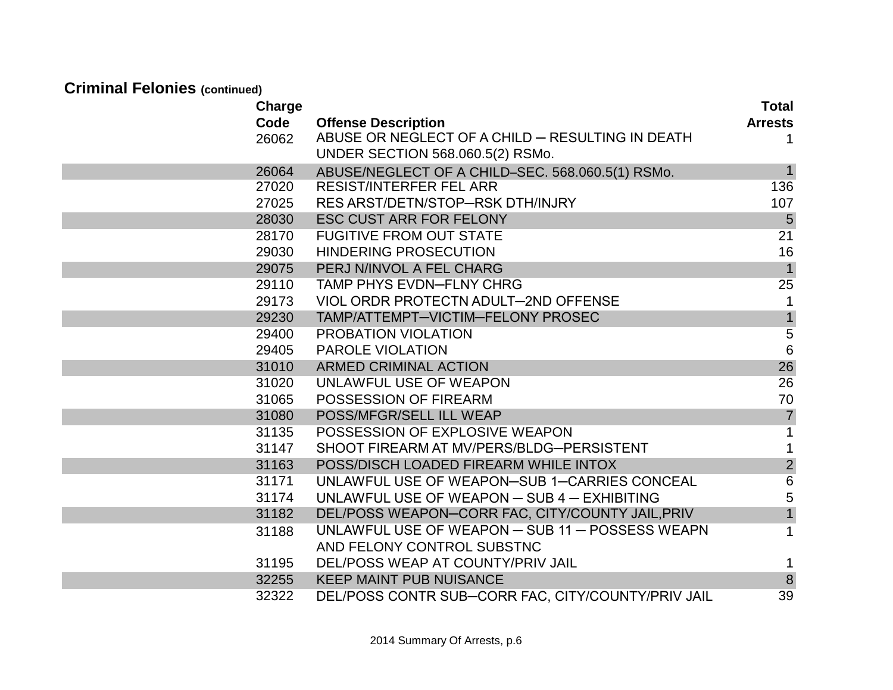## Criminal Felonies (continued)

| Charge Code | Offense Description | Total Arrests |
|---|---|---|
| 26062 | ABUSE OR NEGLECT OF A CHILD ─ RESULTING IN DEATH UNDER SECTION 568.060.5(2) RSMo. | 1 |
| 26064 | ABUSE/NEGLECT OF A CHILD–SEC. 568.060.5(1) RSMo. | 1 |
| 27020 | RESIST/INTERFER FEL ARR | 136 |
| 27025 | RES ARST/DETN/STOP─RSK DTH/INJRY | 107 |
| 28030 | ESC CUST ARR FOR FELONY | 5 |
| 28170 | FUGITIVE FROM OUT STATE | 21 |
| 29030 | HINDERING PROSECUTION | 16 |
| 29075 | PERJ N/INVOL A FEL CHARG | 1 |
| 29110 | TAMP PHYS EVDN─FLNY CHRG | 25 |
| 29173 | VIOL ORDR PROTECTN ADULT─2ND OFFENSE | 1 |
| 29230 | TAMP/ATTEMPT─VICTIM─FELONY PROSEC | 1 |
| 29400 | PROBATION VIOLATION | 5 |
| 29405 | PAROLE VIOLATION | 6 |
| 31010 | ARMED CRIMINAL ACTION | 26 |
| 31020 | UNLAWFUL USE OF WEAPON | 26 |
| 31065 | POSSESSION OF FIREARM | 70 |
| 31080 | POSS/MFGR/SELL ILL WEAP | 7 |
| 31135 | POSSESSION OF EXPLOSIVE WEAPON | 1 |
| 31147 | SHOOT FIREARM AT MV/PERS/BLDG─PERSISTENT | 1 |
| 31163 | POSS/DISCH LOADED FIREARM WHILE INTOX | 2 |
| 31171 | UNLAWFUL USE OF WEAPON─SUB 1─CARRIES CONCEAL | 6 |
| 31174 | UNLAWFUL USE OF WEAPON ─ SUB 4 ─ EXHIBITING | 5 |
| 31182 | DEL/POSS WEAPON─CORR FAC, CITY/COUNTY JAIL,PRIV | 1 |
| 31188 | UNLAWFUL USE OF WEAPON ─ SUB 11 ─ POSSESS WEAPN AND FELONY CONTROL SUBSTNC | 1 |
| 31195 | DEL/POSS WEAP AT COUNTY/PRIV JAIL | 1 |
| 32255 | KEEP MAINT PUB NUISANCE | 8 |
| 32322 | DEL/POSS CONTR SUB─CORR FAC, CITY/COUNTY/PRIV JAIL | 39 |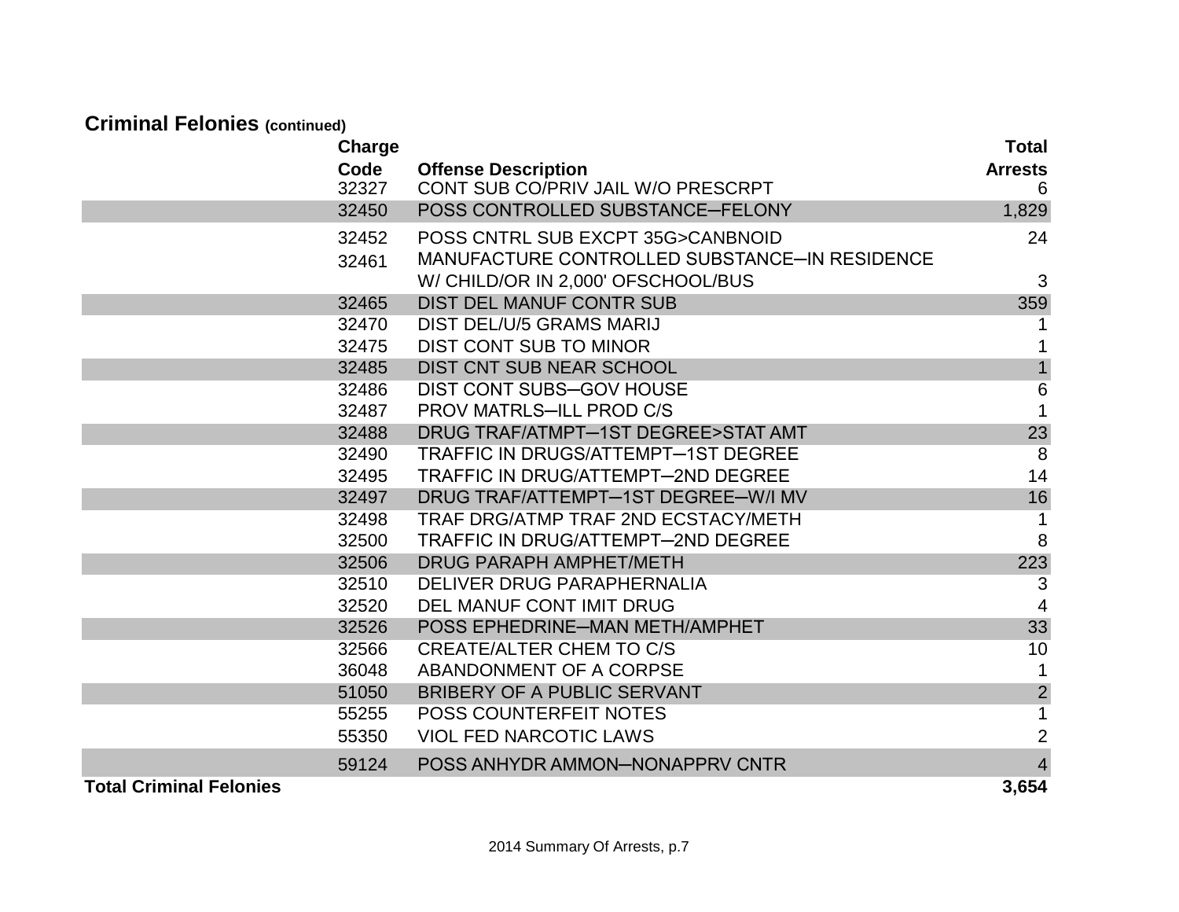## Criminal Felonies (continued)

| Charge Code | Offense Description | Total Arrests |
|---|---|---|
| 32327 | CONT SUB CO/PRIV JAIL W/O PRESCRPT | 6 |
| 32450 | POSS CONTROLLED SUBSTANCE─FELONY | 1,829 |
| 32452 | POSS CNTRL SUB EXCPT 35G>CANBNOID | 24 |
| 32461 | MANUFACTURE CONTROLLED SUBSTANCE─IN RESIDENCE W/ CHILD/OR IN 2,000' OFSCHOOL/BUS | 3 |
| 32465 | DIST DEL MANUF CONTR SUB | 359 |
| 32470 | DIST DEL/U/5 GRAMS MARIJ | 1 |
| 32475 | DIST CONT SUB TO MINOR | 1 |
| 32485 | DIST CNT SUB NEAR SCHOOL | 1 |
| 32486 | DIST CONT SUBS─GOV HOUSE | 6 |
| 32487 | PROV MATRLS─ILL PROD C/S | 1 |
| 32488 | DRUG TRAF/ATMPT─1ST DEGREE>STAT AMT | 23 |
| 32490 | TRAFFIC IN DRUGS/ATTEMPT─1ST DEGREE | 8 |
| 32495 | TRAFFIC IN DRUG/ATTEMPT─2ND DEGREE | 14 |
| 32497 | DRUG TRAF/ATTEMPT─1ST DEGREE─W/I MV | 16 |
| 32498 | TRAF DRG/ATMP TRAF 2ND ECSTACY/METH | 1 |
| 32500 | TRAFFIC IN DRUG/ATTEMPT─2ND DEGREE | 8 |
| 32506 | DRUG PARAPH AMPHET/METH | 223 |
| 32510 | DELIVER DRUG PARAPHERNALIA | 3 |
| 32520 | DEL MANUF CONT IMIT DRUG | 4 |
| 32526 | POSS EPHEDRINE─MAN METH/AMPHET | 33 |
| 32566 | CREATE/ALTER CHEM TO C/S | 10 |
| 36048 | ABANDONMENT OF A CORPSE | 1 |
| 51050 | BRIBERY OF A PUBLIC SERVANT | 2 |
| 55255 | POSS COUNTERFEIT NOTES | 1 |
| 55350 | VIOL FED NARCOTIC LAWS | 2 |
| 59124 | POSS ANHYDR AMMON─NONAPPRV CNTR | 4 |
| **Total Criminal Felonies** | | **3,654** |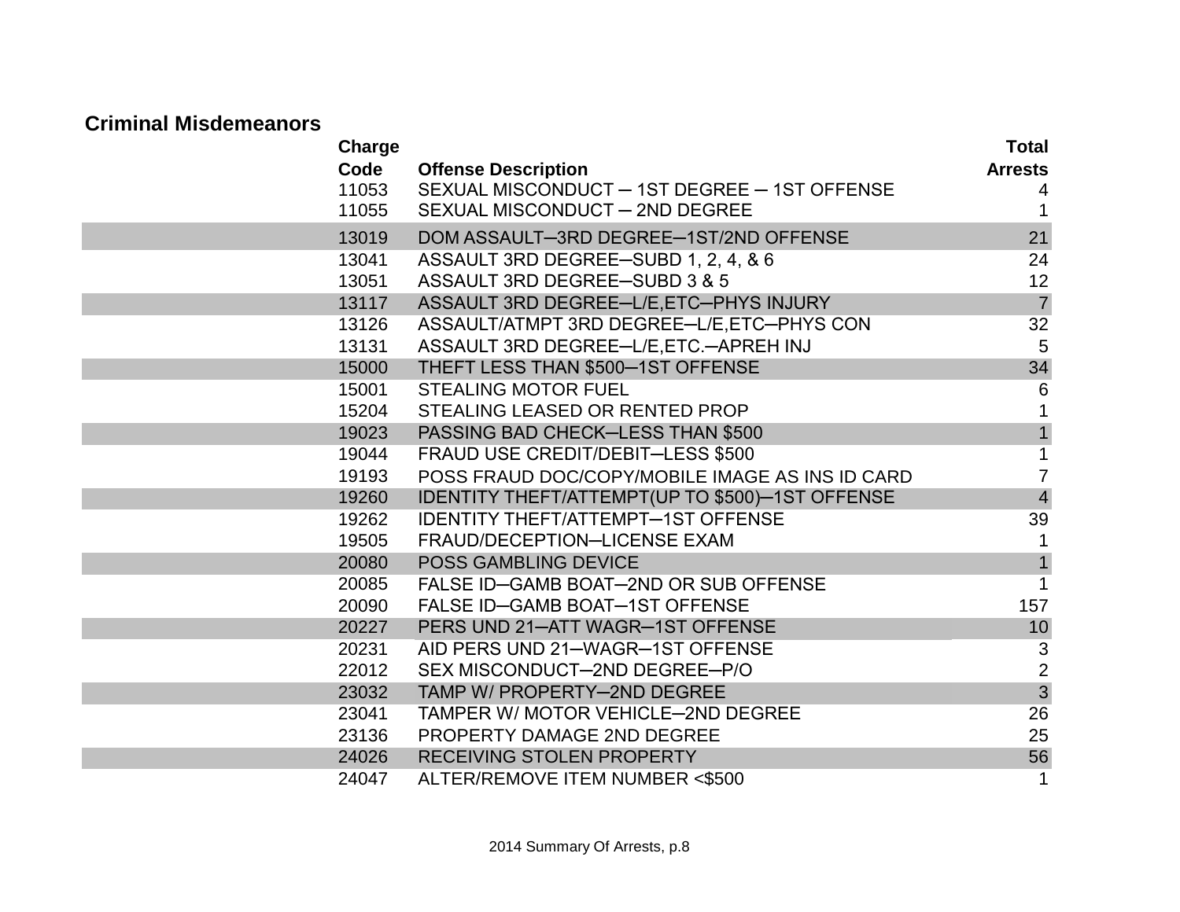## Criminal Misdemeanors

| Charge Code | Offense Description | Total Arrests |
|---|---|---|
| 11053 | SEXUAL MISCONDUCT ─ 1ST DEGREE ─ 1ST OFFENSE | 4 |
| 11055 | SEXUAL MISCONDUCT ─ 2ND DEGREE | 1 |
| 13019 | DOM ASSAULT─3RD DEGREE─1ST/2ND OFFENSE | 21 |
| 13041 | ASSAULT 3RD DEGREE─SUBD 1, 2, 4, & 6 | 24 |
| 13051 | ASSAULT 3RD DEGREE─SUBD 3 & 5 | 12 |
| 13117 | ASSAULT 3RD DEGREE─L/E,ETC─PHYS INJURY | 7 |
| 13126 | ASSAULT/ATMPT 3RD DEGREE─L/E,ETC─PHYS CON | 32 |
| 13131 | ASSAULT 3RD DEGREE─L/E,ETC.─APREH INJ | 5 |
| 15000 | THEFT LESS THAN $500─1ST OFFENSE | 34 |
| 15001 | STEALING MOTOR FUEL | 6 |
| 15204 | STEALING LEASED OR RENTED PROP | 1 |
| 19023 | PASSING BAD CHECK─LESS THAN $500 | 1 |
| 19044 | FRAUD USE CREDIT/DEBIT─LESS $500 | 1 |
| 19193 | POSS FRAUD DOC/COPY/MOBILE IMAGE AS INS ID CARD | 7 |
| 19260 | IDENTITY THEFT/ATTEMPT(UP TO $500)─1ST OFFENSE | 4 |
| 19262 | IDENTITY THEFT/ATTEMPT─1ST OFFENSE | 39 |
| 19505 | FRAUD/DECEPTION─LICENSE EXAM | 1 |
| 20080 | POSS GAMBLING DEVICE | 1 |
| 20085 | FALSE ID─GAMB BOAT─2ND OR SUB OFFENSE | 1 |
| 20090 | FALSE ID─GAMB BOAT─1ST OFFENSE | 157 |
| 20227 | PERS UND 21─ATT WAGR─1ST OFFENSE | 10 |
| 20231 | AID PERS UND 21─WAGR─1ST OFFENSE | 3 |
| 22012 | SEX MISCONDUCT─2ND DEGREE─P/O | 2 |
| 23032 | TAMP W/ PROPERTY─2ND DEGREE | 3 |
| 23041 | TAMPER W/ MOTOR VEHICLE─2ND DEGREE | 26 |
| 23136 | PROPERTY DAMAGE 2ND DEGREE | 25 |
| 24026 | RECEIVING STOLEN PROPERTY | 56 |
| 24047 | ALTER/REMOVE ITEM NUMBER <$500 | 1 |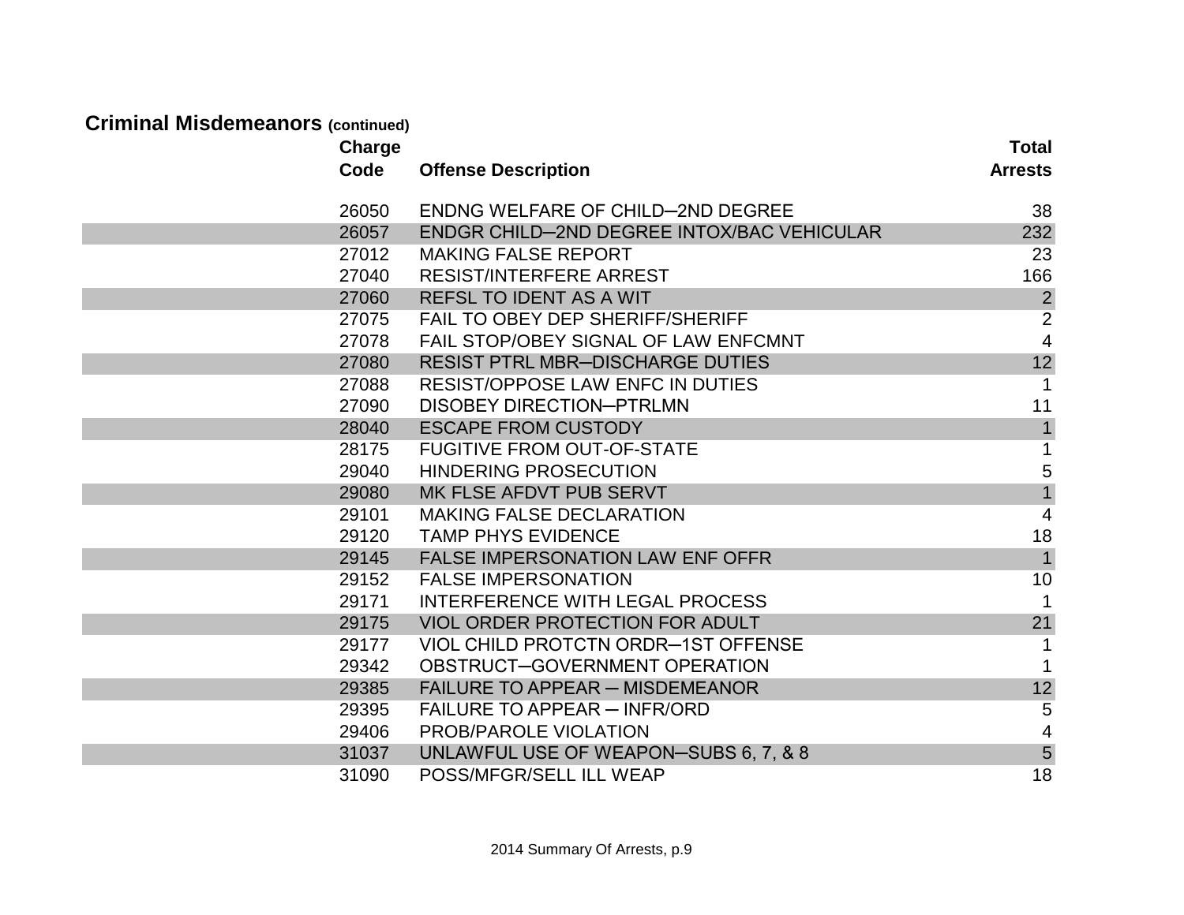## Criminal Misdemeanors (continued)

| Charge Code | Offense Description | Total Arrests |
|---|---|---|
| 26050 | ENDNG WELFARE OF CHILD–2ND DEGREE | 38 |
| 26057 | ENDGR CHILD–2ND DEGREE INTOX/BAC VEHICULAR | 232 |
| 27012 | MAKING FALSE REPORT | 23 |
| 27040 | RESIST/INTERFERE ARREST | 166 |
| 27060 | REFSL TO IDENT AS A WIT | 2 |
| 27075 | FAIL TO OBEY DEP SHERIFF/SHERIFF | 2 |
| 27078 | FAIL STOP/OBEY SIGNAL OF LAW ENFCMNT | 4 |
| 27080 | RESIST PTRL MBR–DISCHARGE DUTIES | 12 |
| 27088 | RESIST/OPPOSE LAW ENFC IN DUTIES | 1 |
| 27090 | DISOBEY DIRECTION–PTRLMN | 11 |
| 28040 | ESCAPE FROM CUSTODY | 1 |
| 28175 | FUGITIVE FROM OUT-OF-STATE | 1 |
| 29040 | HINDERING PROSECUTION | 5 |
| 29080 | MK FLSE AFDVT PUB SERVT | 1 |
| 29101 | MAKING FALSE DECLARATION | 4 |
| 29120 | TAMP PHYS EVIDENCE | 18 |
| 29145 | FALSE IMPERSONATION LAW ENF OFFR | 1 |
| 29152 | FALSE IMPERSONATION | 10 |
| 29171 | INTERFERENCE WITH LEGAL PROCESS | 1 |
| 29175 | VIOL ORDER PROTECTION FOR ADULT | 21 |
| 29177 | VIOL CHILD PROTCTN ORDR–1ST OFFENSE | 1 |
| 29342 | OBSTRUCT–GOVERNMENT OPERATION | 1 |
| 29385 | FAILURE TO APPEAR – MISDEMEANOR | 12 |
| 29395 | FAILURE TO APPEAR – INFR/ORD | 5 |
| 29406 | PROB/PAROLE VIOLATION | 4 |
| 31037 | UNLAWFUL USE OF WEAPON–SUBS 6, 7, & 8 | 5 |
| 31090 | POSS/MFGR/SELL ILL WEAP | 18 |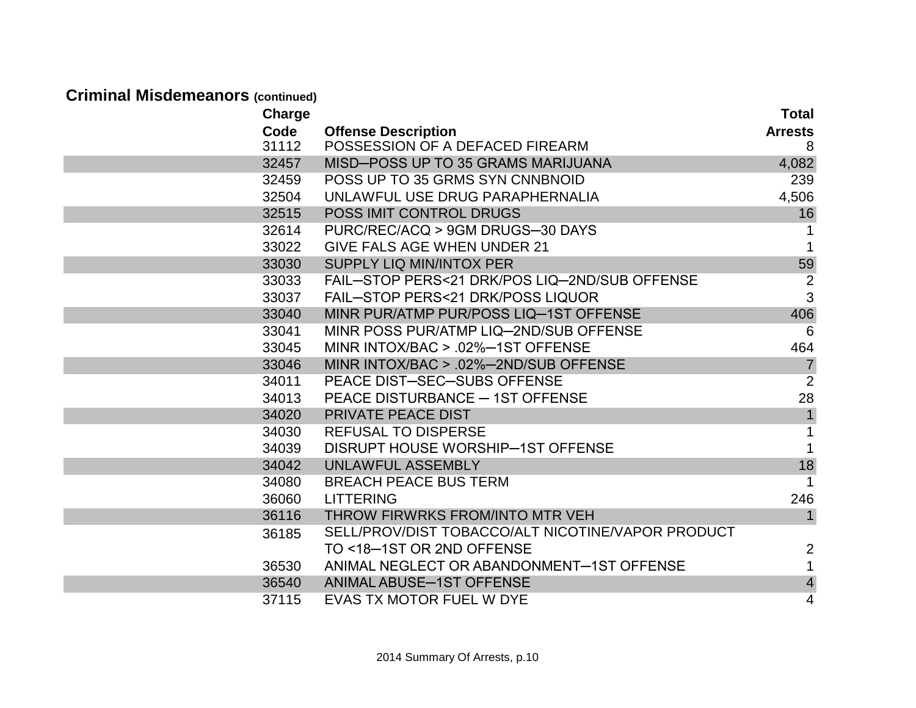## Criminal Misdemeanors (continued)

| Charge Code | Offense Description | Total Arrests |
|---|---|---|
| 31112 | POSSESSION OF A DEFACED FIREARM | 8 |
| 32457 | MISD—POSS UP TO 35 GRAMS MARIJUANA | 4,082 |
| 32459 | POSS UP TO 35 GRMS SYN CNNBNOID | 239 |
| 32504 | UNLAWFUL USE DRUG PARAPHERNALIA | 4,506 |
| 32515 | POSS IMIT CONTROL DRUGS | 16 |
| 32614 | PURC/REC/ACQ > 9GM DRUGS—30 DAYS | 1 |
| 33022 | GIVE FALS AGE WHEN UNDER 21 | 1 |
| 33030 | SUPPLY LIQ MIN/INTOX PER | 59 |
| 33033 | FAIL—STOP PERS<21 DRK/POS LIQ—2ND/SUB OFFENSE | 2 |
| 33037 | FAIL—STOP PERS<21 DRK/POSS LIQUOR | 3 |
| 33040 | MINR PUR/ATMP PUR/POSS LIQ—1ST OFFENSE | 406 |
| 33041 | MINR POSS PUR/ATMP LIQ—2ND/SUB OFFENSE | 6 |
| 33045 | MINR INTOX/BAC > .02%—1ST OFFENSE | 464 |
| 33046 | MINR INTOX/BAC > .02%—2ND/SUB OFFENSE | 7 |
| 34011 | PEACE DIST—SEC—SUBS OFFENSE | 2 |
| 34013 | PEACE DISTURBANCE — 1ST OFFENSE | 28 |
| 34020 | PRIVATE PEACE DIST | 1 |
| 34030 | REFUSAL TO DISPERSE | 1 |
| 34039 | DISRUPT HOUSE WORSHIP—1ST OFFENSE | 1 |
| 34042 | UNLAWFUL ASSEMBLY | 18 |
| 34080 | BREACH PEACE BUS TERM | 1 |
| 36060 | LITTERING | 246 |
| 36116 | THROW FIRWRKS FROM/INTO MTR VEH | 1 |
| 36185 | SELL/PROV/DIST TOBACCO/ALT NICOTINE/VAPOR PRODUCT TO <18—1ST OR 2ND OFFENSE | 2 |
| 36530 | ANIMAL NEGLECT OR ABANDONMENT—1ST OFFENSE | 1 |
| 36540 | ANIMAL ABUSE—1ST OFFENSE | 4 |
| 37115 | EVAS TX MOTOR FUEL W DYE | 4 |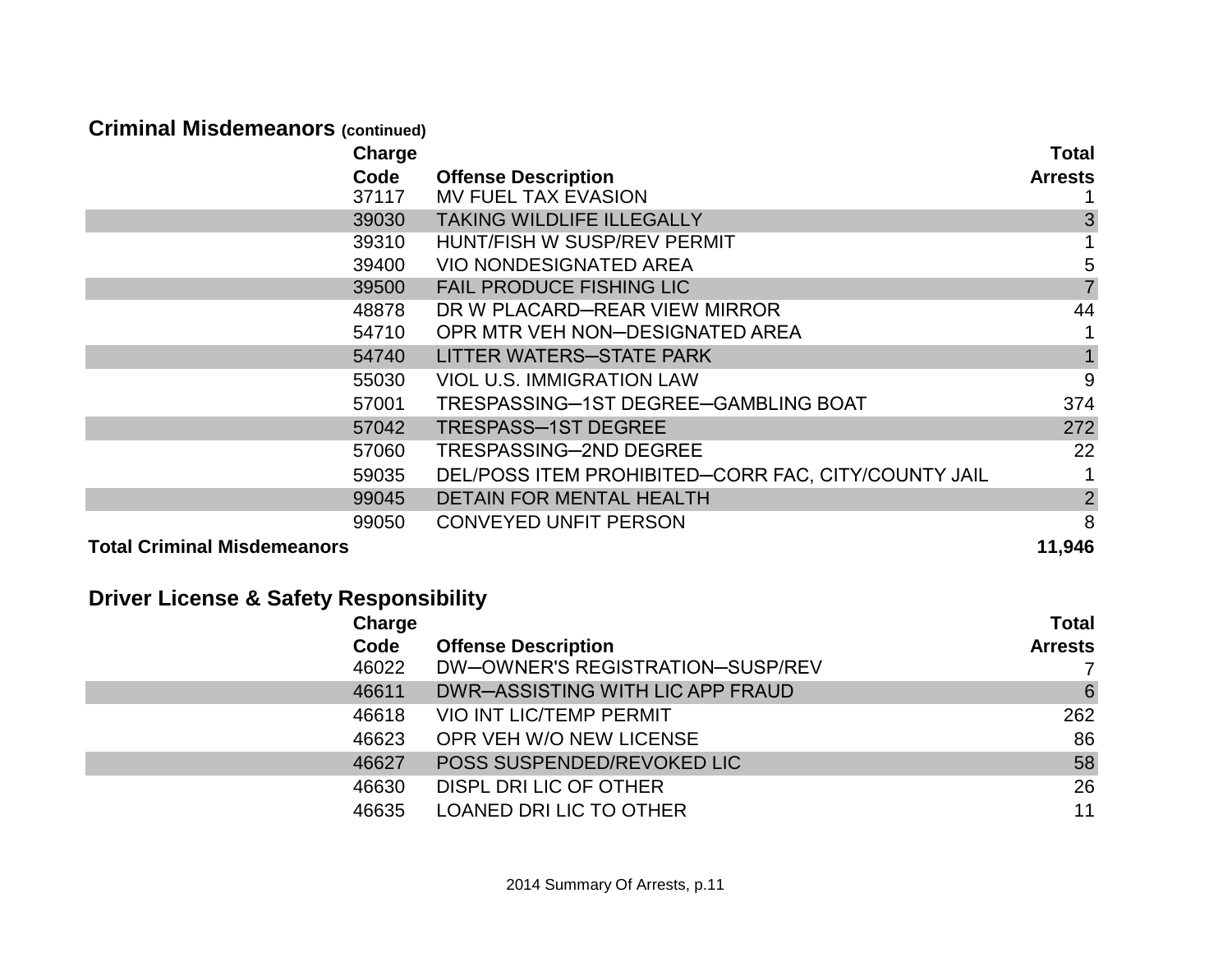## Criminal Misdemeanors (continued)

| Charge Code | Offense Description | Total Arrests |
|---|---|---|
| 37117 | MV FUEL TAX EVASION | 1 |
| 39030 | TAKING WILDLIFE ILLEGALLY | 3 |
| 39310 | HUNT/FISH W SUSP/REV PERMIT | 1 |
| 39400 | VIO NONDESIGNATED AREA | 5 |
| 39500 | FAIL PRODUCE FISHING LIC | 7 |
| 48878 | DR W PLACARD─REAR VIEW MIRROR | 44 |
| 54710 | OPR MTR VEH NON─DESIGNATED AREA | 1 |
| 54740 | LITTER WATERS─STATE PARK | 1 |
| 55030 | VIOL U.S. IMMIGRATION LAW | 9 |
| 57001 | TRESPASSING─1ST DEGREE─GAMBLING BOAT | 374 |
| 57042 | TRESPASS─1ST DEGREE | 272 |
| 57060 | TRESPASSING─2ND DEGREE | 22 |
| 59035 | DEL/POSS ITEM PROHIBITED─CORR FAC, CITY/COUNTY JAIL | 1 |
| 99045 | DETAIN FOR MENTAL HEALTH | 2 |
| 99050 | CONVEYED UNFIT PERSON | 8 |
| **Total Criminal Misdemeanors** | | **11,946** |

## Driver License & Safety Responsibility

| Charge Code | Offense Description | Total Arrests |
|---|---|---|
| 46022 | DW─OWNER'S REGISTRATION─SUSP/REV | 7 |
| 46611 | DWR─ASSISTING WITH LIC APP FRAUD | 6 |
| 46618 | VIO INT LIC/TEMP PERMIT | 262 |
| 46623 | OPR VEH W/O NEW LICENSE | 86 |
| 46627 | POSS SUSPENDED/REVOKED LIC | 58 |
| 46630 | DISPL DRI LIC OF OTHER | 26 |
| 46635 | LOANED DRI LIC TO OTHER | 11 |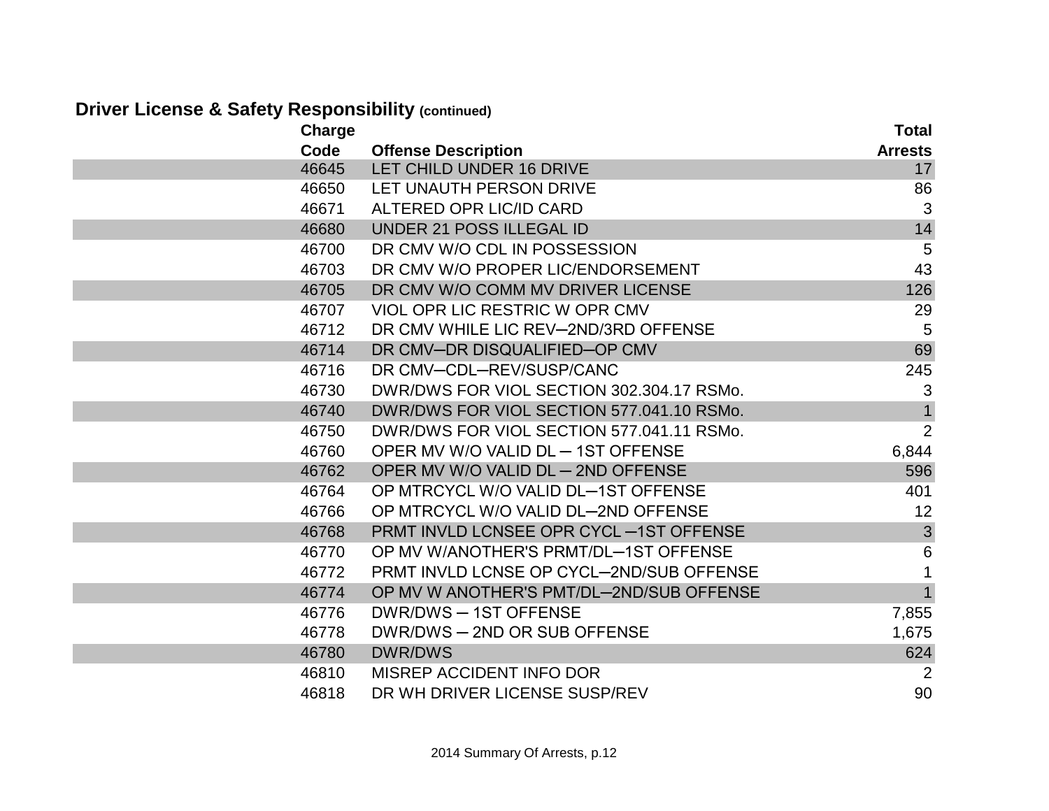## Driver License & Safety Responsibility (continued)

| Charge Code | Offense Description | Total Arrests |
|---|---|---|
| 46645 | LET CHILD UNDER 16 DRIVE | 17 |
| 46650 | LET UNAUTH PERSON DRIVE | 86 |
| 46671 | ALTERED OPR LIC/ID CARD | 3 |
| 46680 | UNDER 21 POSS ILLEGAL ID | 14 |
| 46700 | DR CMV W/O CDL IN POSSESSION | 5 |
| 46703 | DR CMV W/O PROPER LIC/ENDORSEMENT | 43 |
| 46705 | DR CMV W/O COMM MV DRIVER LICENSE | 126 |
| 46707 | VIOL OPR LIC RESTRIC W OPR CMV | 29 |
| 46712 | DR CMV WHILE LIC REV─2ND/3RD OFFENSE | 5 |
| 46714 | DR CMV─DR DISQUALIFIED─OP CMV | 69 |
| 46716 | DR CMV─CDL─REV/SUSP/CANC | 245 |
| 46730 | DWR/DWS FOR VIOL SECTION 302.304.17 RSMo. | 3 |
| 46740 | DWR/DWS FOR VIOL SECTION 577.041.10 RSMo. | 1 |
| 46750 | DWR/DWS FOR VIOL SECTION 577.041.11 RSMo. | 2 |
| 46760 | OPER MV W/O VALID DL ─ 1ST OFFENSE | 6,844 |
| 46762 | OPER MV W/O VALID DL ─ 2ND OFFENSE | 596 |
| 46764 | OP MTRCYCL W/O VALID DL─1ST OFFENSE | 401 |
| 46766 | OP MTRCYCL W/O VALID DL─2ND OFFENSE | 12 |
| 46768 | PRMT INVLD LCNSEE OPR CYCL ─1ST OFFENSE | 3 |
| 46770 | OP MV W/ANOTHER'S PRMT/DL─1ST OFFENSE | 6 |
| 46772 | PRMT INVLD LCNSE OP CYCL─2ND/SUB OFFENSE | 1 |
| 46774 | OP MV W ANOTHER'S PMT/DL─2ND/SUB OFFENSE | 1 |
| 46776 | DWR/DWS ─ 1ST OFFENSE | 7,855 |
| 46778 | DWR/DWS ─ 2ND OR SUB OFFENSE | 1,675 |
| 46780 | DWR/DWS | 624 |
| 46810 | MISREP ACCIDENT INFO DOR | 2 |
| 46818 | DR WH DRIVER LICENSE SUSP/REV | 90 |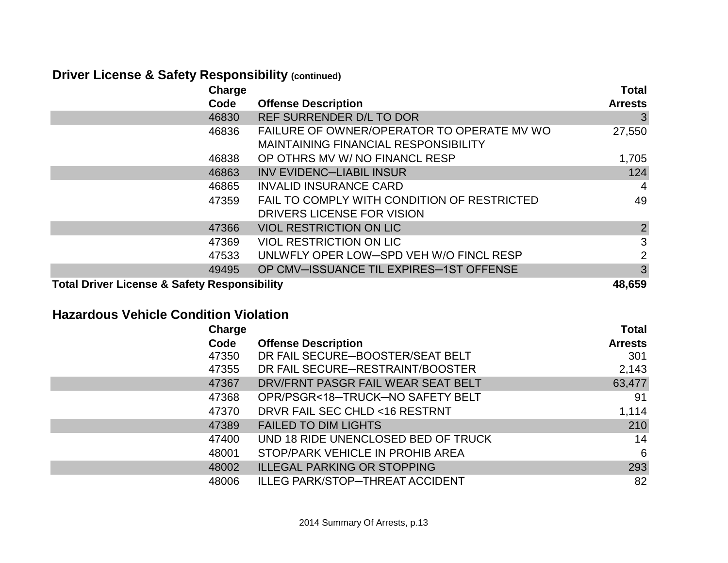## Driver License & Safety Responsibility (continued)

| Charge Code | Offense Description | Total Arrests |
|---|---|---|
| 46830 | REF SURRENDER D/L TO DOR | 3 |
| 46836 | FAILURE OF OWNER/OPERATOR TO OPERATE MV WO MAINTAINING FINANCIAL RESPONSIBILITY | 27,550 |
| 46838 | OP OTHRS MV W/ NO FINANCL RESP | 1,705 |
| 46863 | INV EVIDENC--LIABIL INSUR | 124 |
| 46865 | INVALID INSURANCE CARD | 4 |
| 47359 | FAIL TO COMPLY WITH CONDITION OF RESTRICTED DRIVERS LICENSE FOR VISION | 49 |
| 47366 | VIOL RESTRICTION ON LIC | 2 |
| 47369 | VIOL RESTRICTION ON LIC | 3 |
| 47533 | UNLWFLY OPER LOW--SPD VEH W/O FINCL RESP | 2 |
| 49495 | OP CMV--ISSUANCE TIL EXPIRES--1ST OFFENSE | 3 |
| **Total Driver License & Safety Responsibility** | | **48,659** |

## Hazardous Vehicle Condition Violation

| Charge Code | Offense Description | Total Arrests |
|---|---|---|
| 47350 | DR FAIL SECURE--BOOSTER/SEAT BELT | 301 |
| 47355 | DR FAIL SECURE--RESTRAINT/BOOSTER | 2,143 |
| 47367 | DRV/FRNT PASGR FAIL WEAR SEAT BELT | 63,477 |
| 47368 | OPR/PSGR<18--TRUCK--NO SAFETY BELT | 91 |
| 47370 | DRVR FAIL SEC CHLD <16 RESTRNT | 1,114 |
| 47389 | FAILED TO DIM LIGHTS | 210 |
| 47400 | UND 18 RIDE UNENCLOSED BED OF TRUCK | 14 |
| 48001 | STOP/PARK VEHICLE IN PROHIB AREA | 6 |
| 48002 | ILLEGAL PARKING OR STOPPING | 293 |
| 48006 | ILLEG PARK/STOP--THREAT ACCIDENT | 82 |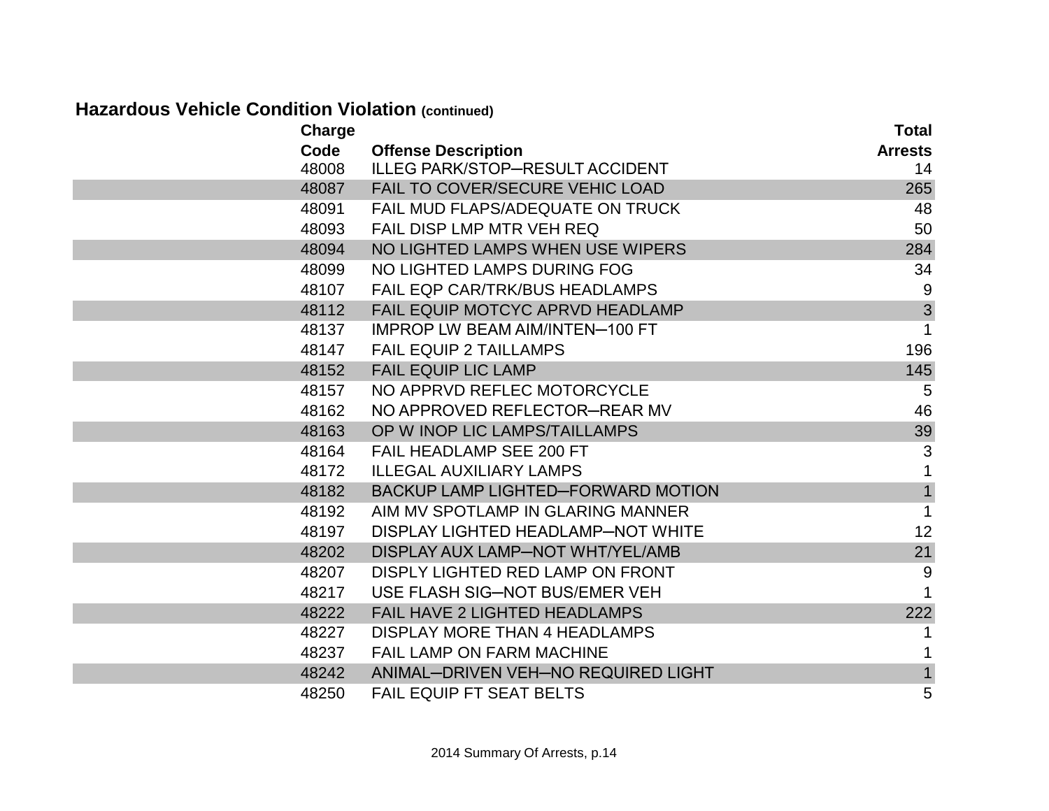## Hazardous Vehicle Condition Violation (continued)

| Charge Code | Offense Description | Total Arrests |
|---|---|---|
| 48008 | ILLEG PARK/STOP–RESULT ACCIDENT | 14 |
| 48087 | FAIL TO COVER/SECURE VEHIC LOAD | 265 |
| 48091 | FAIL MUD FLAPS/ADEQUATE ON TRUCK | 48 |
| 48093 | FAIL DISP LMP MTR VEH REQ | 50 |
| 48094 | NO LIGHTED LAMPS WHEN USE WIPERS | 284 |
| 48099 | NO LIGHTED LAMPS DURING FOG | 34 |
| 48107 | FAIL EQP CAR/TRK/BUS HEADLAMPS | 9 |
| 48112 | FAIL EQUIP MOTCYC APRVD HEADLAMP | 3 |
| 48137 | IMPROP LW BEAM AIM/INTEN–100 FT | 1 |
| 48147 | FAIL EQUIP 2 TAILLAMPS | 196 |
| 48152 | FAIL EQUIP LIC LAMP | 145 |
| 48157 | NO APPRVD REFLEC MOTORCYCLE | 5 |
| 48162 | NO APPROVED REFLECTOR–REAR MV | 46 |
| 48163 | OP W INOP LIC LAMPS/TAILLAMPS | 39 |
| 48164 | FAIL HEADLAMP SEE 200 FT | 3 |
| 48172 | ILLEGAL AUXILIARY LAMPS | 1 |
| 48182 | BACKUP LAMP LIGHTED–FORWARD MOTION | 1 |
| 48192 | AIM MV SPOTLAMP IN GLARING MANNER | 1 |
| 48197 | DISPLAY LIGHTED HEADLAMP–NOT WHITE | 12 |
| 48202 | DISPLAY AUX LAMP–NOT WHT/YEL/AMB | 21 |
| 48207 | DISPLY LIGHTED RED LAMP ON FRONT | 9 |
| 48217 | USE FLASH SIG–NOT BUS/EMER VEH | 1 |
| 48222 | FAIL HAVE 2 LIGHTED HEADLAMPS | 222 |
| 48227 | DISPLAY MORE THAN 4 HEADLAMPS | 1 |
| 48237 | FAIL LAMP ON FARM MACHINE | 1 |
| 48242 | ANIMAL–DRIVEN VEH–NO REQUIRED LIGHT | 1 |
| 48250 | FAIL EQUIP FT SEAT BELTS | 5 |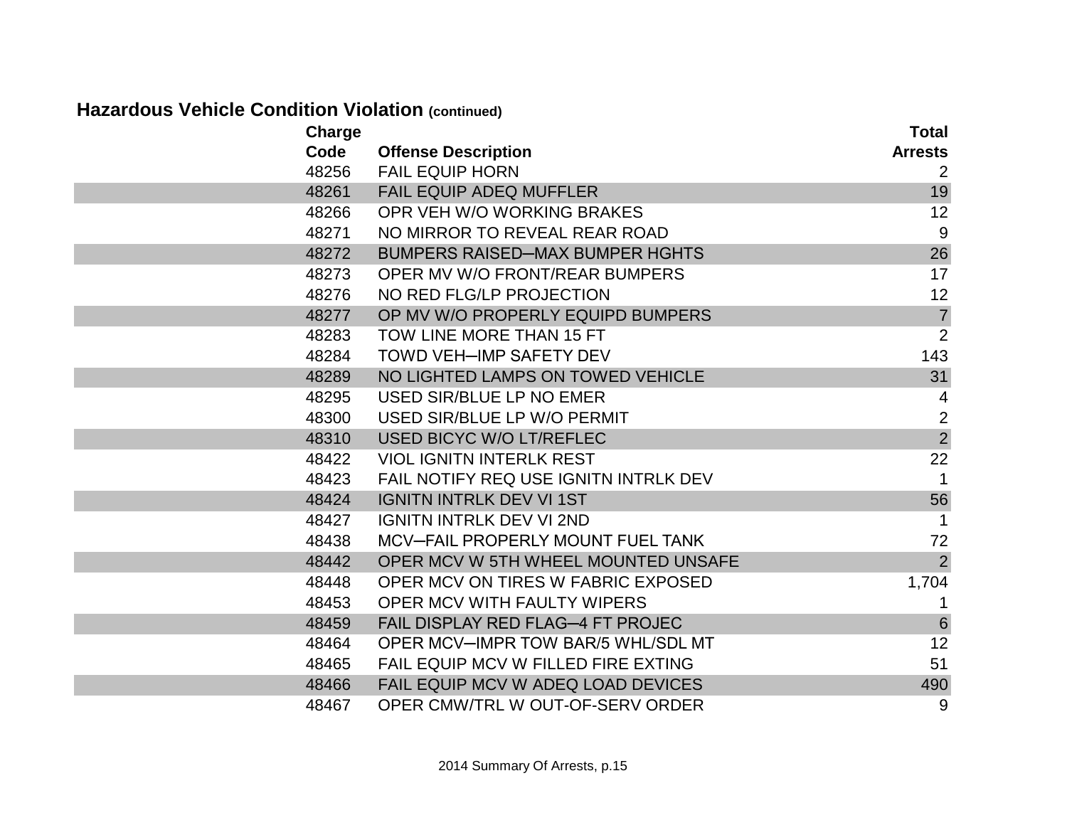## Hazardous Vehicle Condition Violation (continued)

| Charge Code | Offense Description | Total Arrests |
|---|---|---|
| 48256 | FAIL EQUIP HORN | 2 |
| 48261 | FAIL EQUIP ADEQ MUFFLER | 19 |
| 48266 | OPR VEH W/O WORKING BRAKES | 12 |
| 48271 | NO MIRROR TO REVEAL REAR ROAD | 9 |
| 48272 | BUMPERS RAISED–MAX BUMPER HGHTS | 26 |
| 48273 | OPER MV W/O FRONT/REAR BUMPERS | 17 |
| 48276 | NO RED FLG/LP PROJECTION | 12 |
| 48277 | OP MV W/O PROPERLY EQUIPD BUMPERS | 7 |
| 48283 | TOW LINE MORE THAN 15 FT | 2 |
| 48284 | TOWD VEH–IMP SAFETY DEV | 143 |
| 48289 | NO LIGHTED LAMPS ON TOWED VEHICLE | 31 |
| 48295 | USED SIR/BLUE LP NO EMER | 4 |
| 48300 | USED SIR/BLUE LP W/O PERMIT | 2 |
| 48310 | USED BICYC W/O LT/REFLEC | 2 |
| 48422 | VIOL IGNITN INTERLK REST | 22 |
| 48423 | FAIL NOTIFY REQ USE IGNITN INTRLK DEV | 1 |
| 48424 | IGNITN INTRLK DEV VI 1ST | 56 |
| 48427 | IGNITN INTRLK DEV VI 2ND | 1 |
| 48438 | MCV–FAIL PROPERLY MOUNT FUEL TANK | 72 |
| 48442 | OPER MCV W 5TH WHEEL MOUNTED UNSAFE | 2 |
| 48448 | OPER MCV ON TIRES W FABRIC EXPOSED | 1,704 |
| 48453 | OPER MCV WITH FAULTY WIPERS | 1 |
| 48459 | FAIL DISPLAY RED FLAG–4 FT PROJEC | 6 |
| 48464 | OPER MCV–IMPR TOW BAR/5 WHL/SDL MT | 12 |
| 48465 | FAIL EQUIP MCV W FILLED FIRE EXTING | 51 |
| 48466 | FAIL EQUIP MCV W ADEQ LOAD DEVICES | 490 |
| 48467 | OPER CMW/TRL W OUT-OF-SERV ORDER | 9 |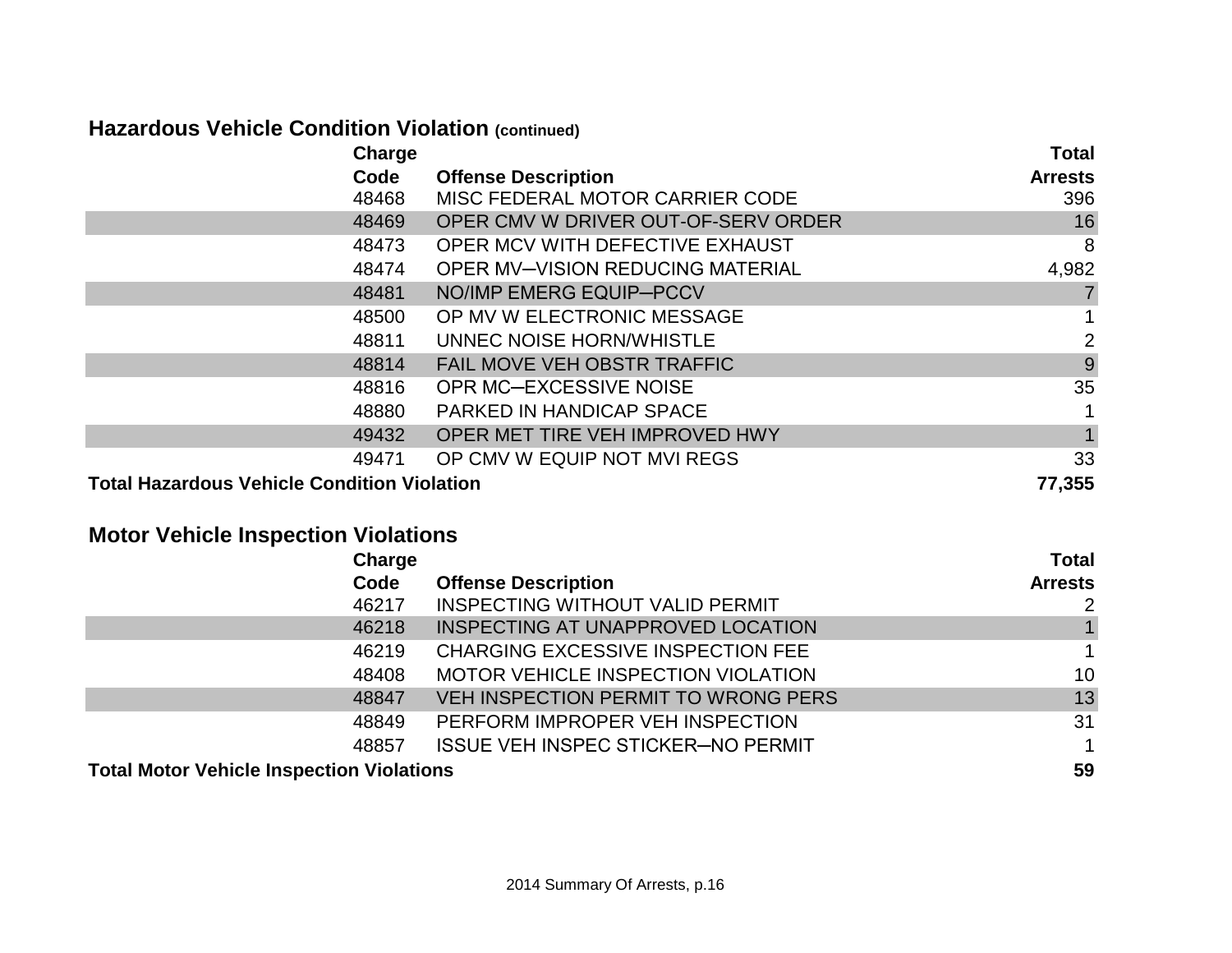## Hazardous Vehicle Condition Violation (continued)

| Charge Code | Offense Description | Total Arrests |
|---|---|---|
| 48468 | MISC FEDERAL MOTOR CARRIER CODE | 396 |
| 48469 | OPER CMV W DRIVER OUT-OF-SERV ORDER | 16 |
| 48473 | OPER MCV WITH DEFECTIVE EXHAUST | 8 |
| 48474 | OPER MV—VISION REDUCING MATERIAL | 4,982 |
| 48481 | NO/IMP EMERG EQUIP—PCCV | 7 |
| 48500 | OP MV W ELECTRONIC MESSAGE | 1 |
| 48811 | UNNEC NOISE HORN/WHISTLE | 2 |
| 48814 | FAIL MOVE VEH OBSTR TRAFFIC | 9 |
| 48816 | OPR MC—EXCESSIVE NOISE | 35 |
| 48880 | PARKED IN HANDICAP SPACE | 1 |
| 49432 | OPER MET TIRE VEH IMPROVED HWY | 1 |
| 49471 | OP CMV W EQUIP NOT MVI REGS | 33 |
| **Total Hazardous Vehicle Condition Violation** | | **77,355** |

## Motor Vehicle Inspection Violations

| Charge Code | Offense Description | Total Arrests |
|---|---|---|
| 46217 | INSPECTING WITHOUT VALID PERMIT | 2 |
| 46218 | INSPECTING AT UNAPPROVED LOCATION | 1 |
| 46219 | CHARGING EXCESSIVE INSPECTION FEE | 1 |
| 48408 | MOTOR VEHICLE INSPECTION VIOLATION | 10 |
| 48847 | VEH INSPECTION PERMIT TO WRONG PERS | 13 |
| 48849 | PERFORM IMPROPER VEH INSPECTION | 31 |
| 48857 | ISSUE VEH INSPEC STICKER—NO PERMIT | 1 |
| **Total Motor Vehicle Inspection Violations** | | **59** |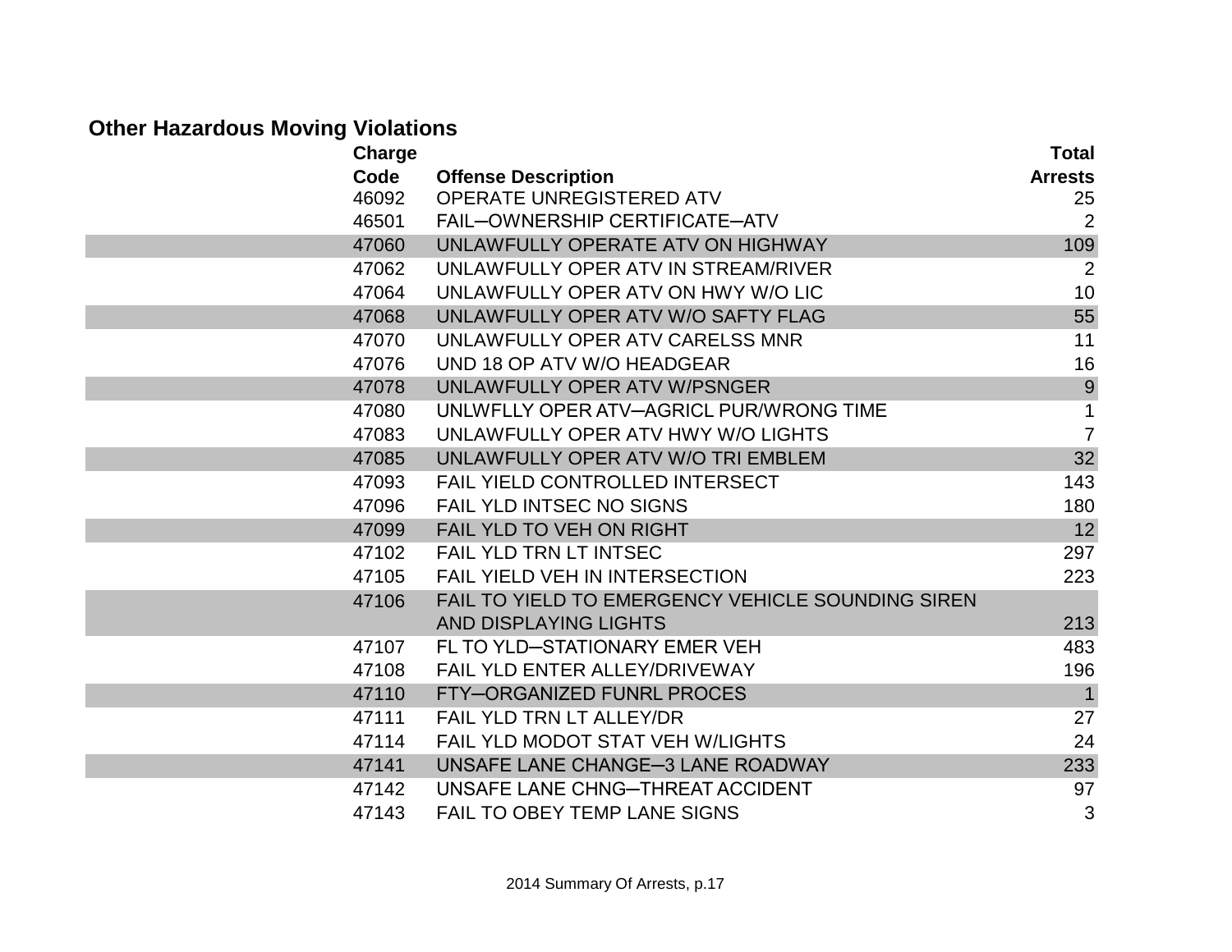## Other Hazardous Moving Violations

| Charge Code | Offense Description | Total Arrests |
|---|---|---|
| 46092 | OPERATE UNREGISTERED ATV | 25 |
| 46501 | FAIL─OWNERSHIP CERTIFICATE─ATV | 2 |
| 47060 | UNLAWFULLY OPERATE ATV ON HIGHWAY | 109 |
| 47062 | UNLAWFULLY OPER ATV IN STREAM/RIVER | 2 |
| 47064 | UNLAWFULLY OPER ATV ON HWY W/O LIC | 10 |
| 47068 | UNLAWFULLY OPER ATV W/O SAFTY FLAG | 55 |
| 47070 | UNLAWFULLY OPER ATV CARELSS MNR | 11 |
| 47076 | UND 18 OP ATV W/O HEADGEAR | 16 |
| 47078 | UNLAWFULLY OPER ATV W/PSNGER | 9 |
| 47080 | UNLWFLLY OPER ATV─AGRICL PUR/WRONG TIME | 1 |
| 47083 | UNLAWFULLY OPER ATV HWY W/O LIGHTS | 7 |
| 47085 | UNLAWFULLY OPER ATV W/O TRI EMBLEM | 32 |
| 47093 | FAIL YIELD CONTROLLED INTERSECT | 143 |
| 47096 | FAIL YLD INTSEC NO SIGNS | 180 |
| 47099 | FAIL YLD TO VEH ON RIGHT | 12 |
| 47102 | FAIL YLD TRN LT INTSEC | 297 |
| 47105 | FAIL YIELD VEH IN INTERSECTION | 223 |
| 47106 | FAIL TO YIELD TO EMERGENCY VEHICLE SOUNDING SIREN AND DISPLAYING LIGHTS | 213 |
| 47107 | FL TO YLD─STATIONARY EMER VEH | 483 |
| 47108 | FAIL YLD ENTER ALLEY/DRIVEWAY | 196 |
| 47110 | FTY─ORGANIZED FUNRL PROCES | 1 |
| 47111 | FAIL YLD TRN LT ALLEY/DR | 27 |
| 47114 | FAIL YLD MODOT STAT VEH W/LIGHTS | 24 |
| 47141 | UNSAFE LANE CHANGE─3 LANE ROADWAY | 233 |
| 47142 | UNSAFE LANE CHNG─THREAT ACCIDENT | 97 |
| 47143 | FAIL TO OBEY TEMP LANE SIGNS | 3 |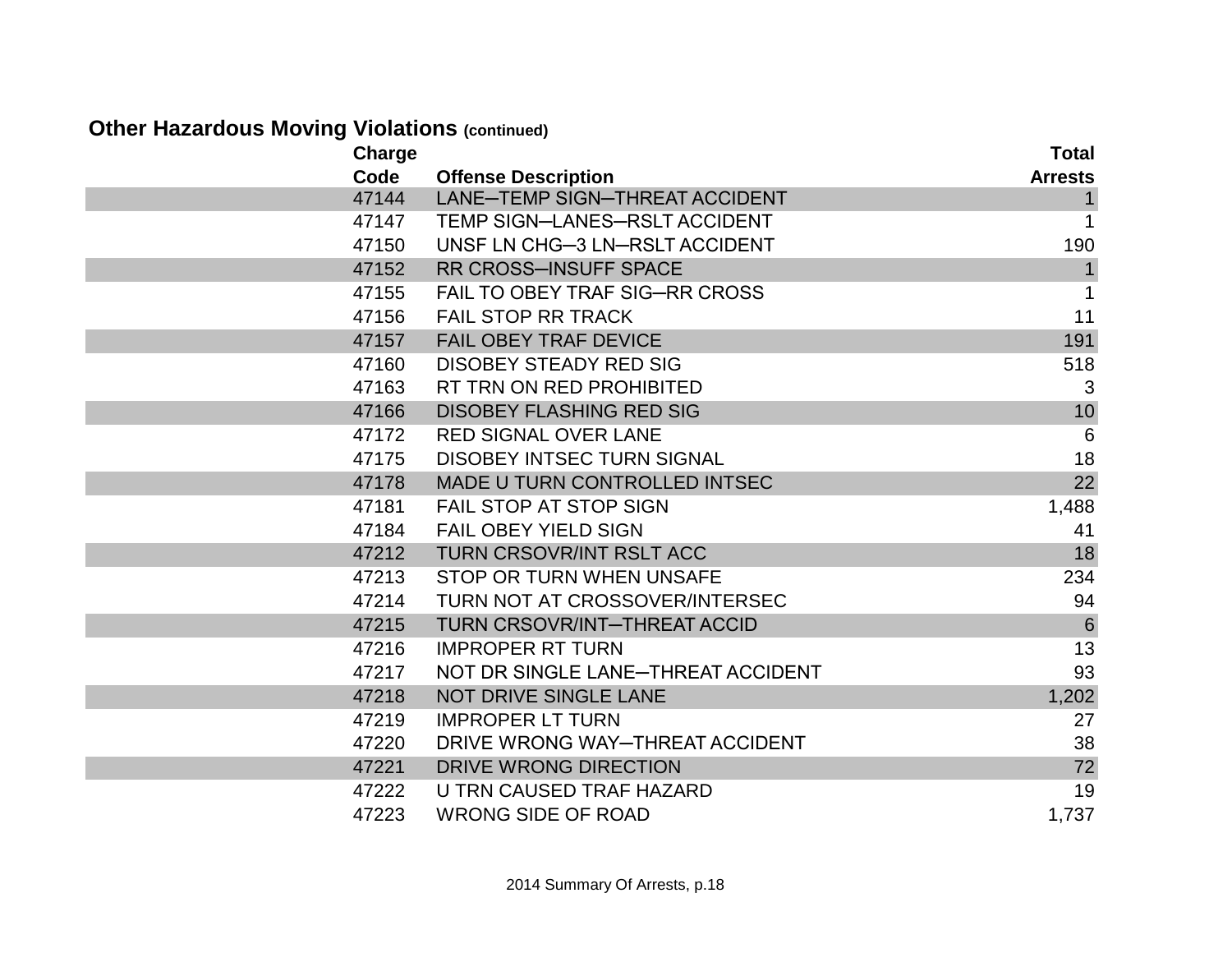## Other Hazardous Moving Violations (continued)

| Charge Code | Offense Description | Total Arrests |
|---|---|---|
| 47144 | LANE─TEMP SIGN─THREAT ACCIDENT | 1 |
| 47147 | TEMP SIGN─LANES─RSLT ACCIDENT | 1 |
| 47150 | UNSF LN CHG─3 LN─RSLT ACCIDENT | 190 |
| 47152 | RR CROSS─INSUFF SPACE | 1 |
| 47155 | FAIL TO OBEY TRAF SIG─RR CROSS | 1 |
| 47156 | FAIL STOP RR TRACK | 11 |
| 47157 | FAIL OBEY TRAF DEVICE | 191 |
| 47160 | DISOBEY STEADY RED SIG | 518 |
| 47163 | RT TRN ON RED PROHIBITED | 3 |
| 47166 | DISOBEY FLASHING RED SIG | 10 |
| 47172 | RED SIGNAL OVER LANE | 6 |
| 47175 | DISOBEY INTSEC TURN SIGNAL | 18 |
| 47178 | MADE U TURN CONTROLLED INTSEC | 22 |
| 47181 | FAIL STOP AT STOP SIGN | 1,488 |
| 47184 | FAIL OBEY YIELD SIGN | 41 |
| 47212 | TURN CRSOVR/INT RSLT ACC | 18 |
| 47213 | STOP OR TURN WHEN UNSAFE | 234 |
| 47214 | TURN NOT AT CROSSOVER/INTERSEC | 94 |
| 47215 | TURN CRSOVR/INT─THREAT ACCID | 6 |
| 47216 | IMPROPER RT TURN | 13 |
| 47217 | NOT DR SINGLE LANE─THREAT ACCIDENT | 93 |
| 47218 | NOT DRIVE SINGLE LANE | 1,202 |
| 47219 | IMPROPER LT TURN | 27 |
| 47220 | DRIVE WRONG WAY─THREAT ACCIDENT | 38 |
| 47221 | DRIVE WRONG DIRECTION | 72 |
| 47222 | U TRN CAUSED TRAF HAZARD | 19 |
| 47223 | WRONG SIDE OF ROAD | 1,737 |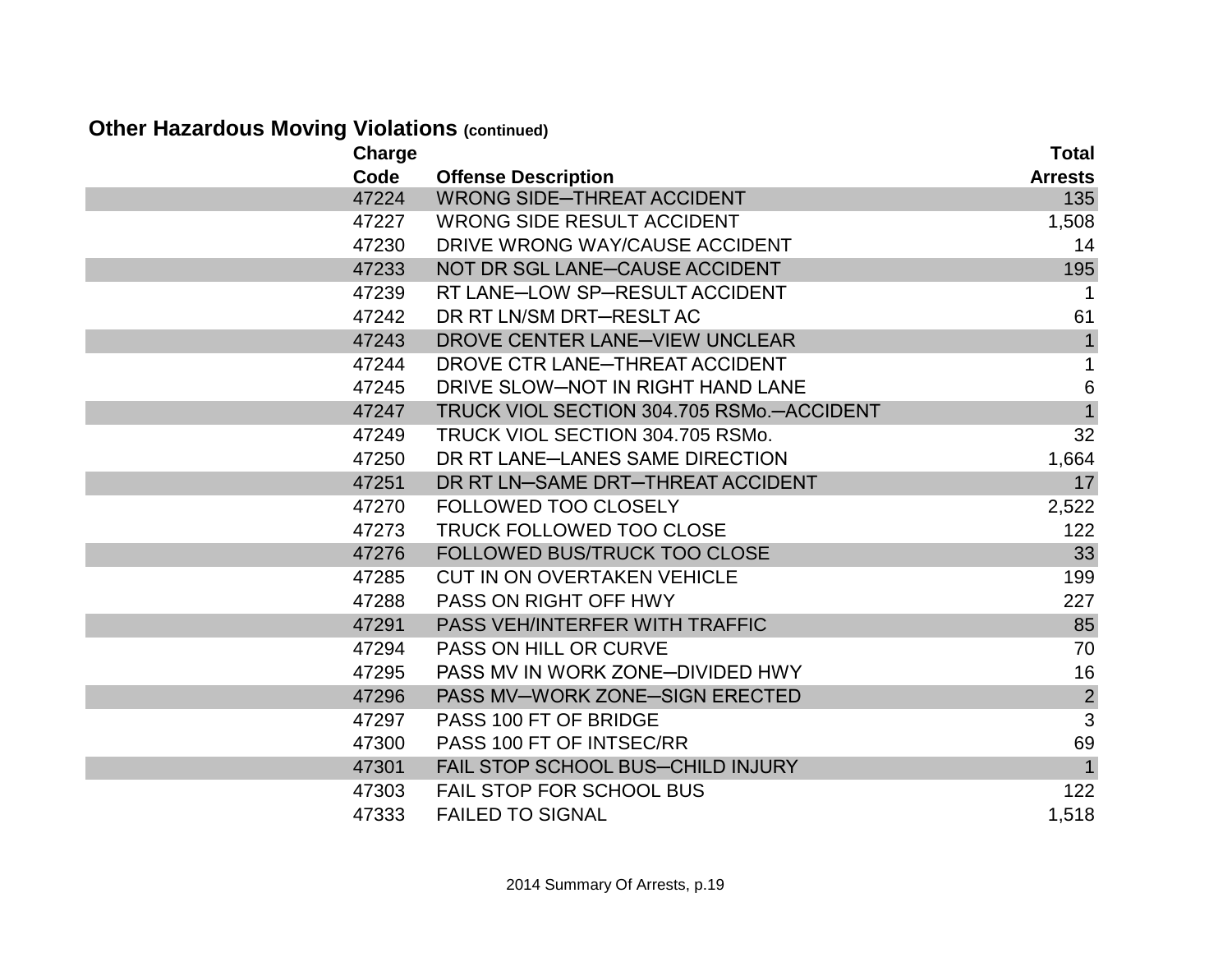## Other Hazardous Moving Violations (continued)

| Charge Code | Offense Description | Total Arrests |
|---|---|---|
| 47224 | WRONG SIDE—THREAT ACCIDENT | 135 |
| 47227 | WRONG SIDE RESULT ACCIDENT | 1,508 |
| 47230 | DRIVE WRONG WAY/CAUSE ACCIDENT | 14 |
| 47233 | NOT DR SGL LANE—CAUSE ACCIDENT | 195 |
| 47239 | RT LANE—LOW SP—RESULT ACCIDENT | 1 |
| 47242 | DR RT LN/SM DRT—RESLT AC | 61 |
| 47243 | DROVE CENTER LANE—VIEW UNCLEAR | 1 |
| 47244 | DROVE CTR LANE—THREAT ACCIDENT | 1 |
| 47245 | DRIVE SLOW—NOT IN RIGHT HAND LANE | 6 |
| 47247 | TRUCK VIOL SECTION 304.705 RSMo.—ACCIDENT | 1 |
| 47249 | TRUCK VIOL SECTION 304.705 RSMo. | 32 |
| 47250 | DR RT LANE—LANES SAME DIRECTION | 1,664 |
| 47251 | DR RT LN—SAME DRT—THREAT ACCIDENT | 17 |
| 47270 | FOLLOWED TOO CLOSELY | 2,522 |
| 47273 | TRUCK FOLLOWED TOO CLOSE | 122 |
| 47276 | FOLLOWED BUS/TRUCK TOO CLOSE | 33 |
| 47285 | CUT IN ON OVERTAKEN VEHICLE | 199 |
| 47288 | PASS ON RIGHT OFF HWY | 227 |
| 47291 | PASS VEH/INTERFER WITH TRAFFIC | 85 |
| 47294 | PASS ON HILL OR CURVE | 70 |
| 47295 | PASS MV IN WORK ZONE—DIVIDED HWY | 16 |
| 47296 | PASS MV—WORK ZONE—SIGN ERECTED | 2 |
| 47297 | PASS 100 FT OF BRIDGE | 3 |
| 47300 | PASS 100 FT OF INTSEC/RR | 69 |
| 47301 | FAIL STOP SCHOOL BUS—CHILD INJURY | 1 |
| 47303 | FAIL STOP FOR SCHOOL BUS | 122 |
| 47333 | FAILED TO SIGNAL | 1,518 |

2014 Summary Of Arrests, p.19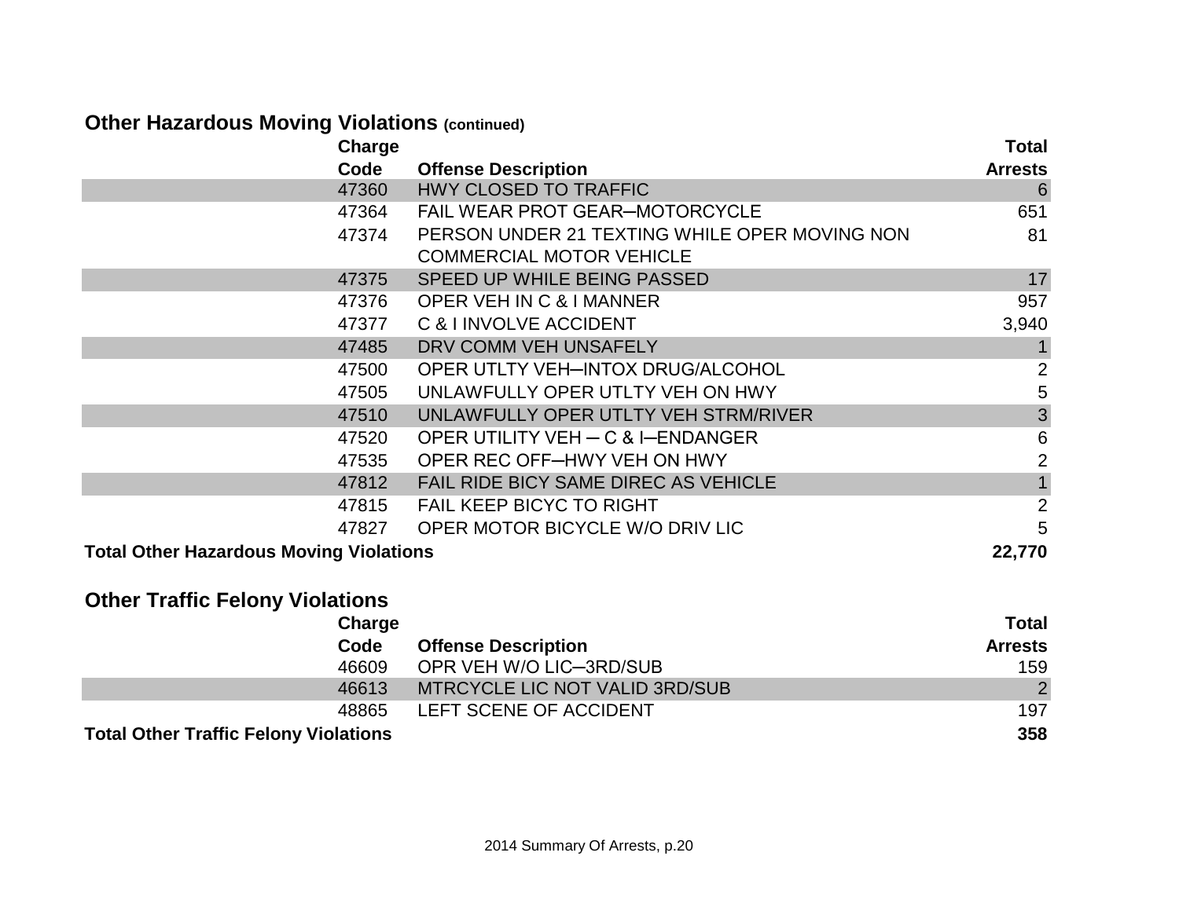## Other Hazardous Moving Violations (continued)

| Charge Code | Offense Description | Total Arrests |
|---|---|---|
| 47360 | HWY CLOSED TO TRAFFIC | 6 |
| 47364 | FAIL WEAR PROT GEAR–MOTORCYCLE | 651 |
| 47374 | PERSON UNDER 21 TEXTING WHILE OPER MOVING NON COMMERCIAL MOTOR VEHICLE | 81 |
| 47375 | SPEED UP WHILE BEING PASSED | 17 |
| 47376 | OPER VEH IN C & I MANNER | 957 |
| 47377 | C & I INVOLVE ACCIDENT | 3,940 |
| 47485 | DRV COMM VEH UNSAFELY | 1 |
| 47500 | OPER UTLTY VEH–INTOX DRUG/ALCOHOL | 2 |
| 47505 | UNLAWFULLY OPER UTLTY VEH ON HWY | 5 |
| 47510 | UNLAWFULLY OPER UTLTY VEH STRM/RIVER | 3 |
| 47520 | OPER UTILITY VEH – C & I–ENDANGER | 6 |
| 47535 | OPER REC OFF–HWY VEH ON HWY | 2 |
| 47812 | FAIL RIDE BICY SAME DIREC AS VEHICLE | 1 |
| 47815 | FAIL KEEP BICYC TO RIGHT | 2 |
| 47827 | OPER MOTOR BICYCLE W/O DRIV LIC | 5 |
| **Total Other Hazardous Moving Violations** | | **22,770** |

## Other Traffic Felony Violations

| Charge Code | Offense Description | Total Arrests |
|---|---|---|
| 46609 | OPR VEH W/O LIC–3RD/SUB | 159 |
| 46613 | MTRCYCLE LIC NOT VALID 3RD/SUB | 2 |
| 48865 | LEFT SCENE OF ACCIDENT | 197 |
| **Total Other Traffic Felony Violations** | | **358** |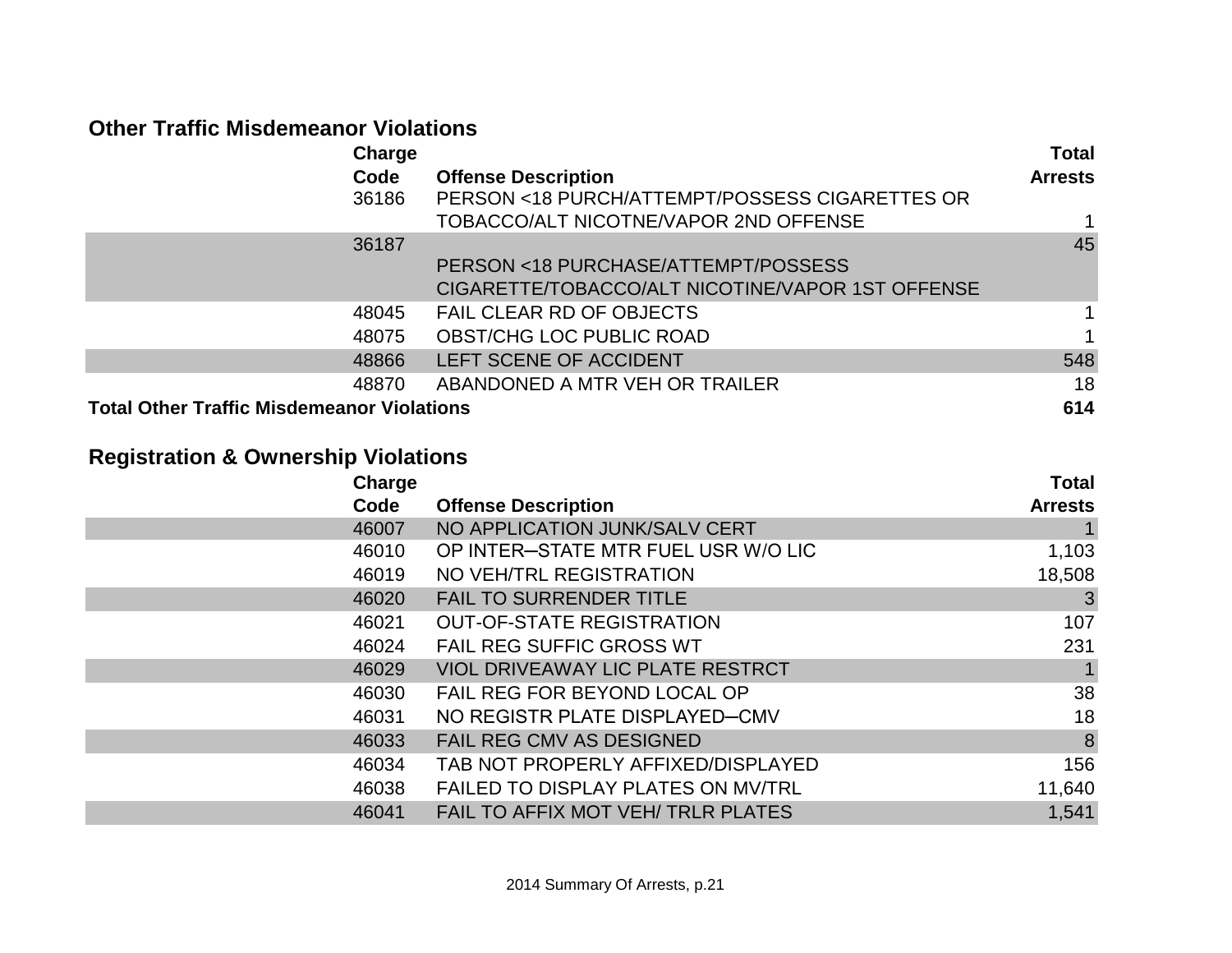## Other Traffic Misdemeanor Violations

| Charge Code | Offense Description | Total Arrests |
|---|---|---|
| 36186 | PERSON <18 PURCH/ATTEMPT/POSSESS CIGARETTES OR TOBACCO/ALT NICOTNE/VAPOR 2ND OFFENSE | 1 |
| 36187 | PERSON <18 PURCHASE/ATTEMPT/POSSESS CIGARETTE/TOBACCO/ALT NICOTINE/VAPOR 1ST OFFENSE | 45 |
| 48045 | FAIL CLEAR RD OF OBJECTS | 1 |
| 48075 | OBST/CHG LOC PUBLIC ROAD | 1 |
| 48866 | LEFT SCENE OF ACCIDENT | 548 |
| 48870 | ABANDONED A MTR VEH OR TRAILER | 18 |
| **Total Other Traffic Misdemeanor Violations** | | **614** |

## Registration & Ownership Violations

| Charge Code | Offense Description | Total Arrests |
|---|---|---|
| 46007 | NO APPLICATION JUNK/SALV CERT | 1 |
| 46010 | OP INTER–STATE MTR FUEL USR W/O LIC | 1,103 |
| 46019 | NO VEH/TRL REGISTRATION | 18,508 |
| 46020 | FAIL TO SURRENDER TITLE | 3 |
| 46021 | OUT-OF-STATE REGISTRATION | 107 |
| 46024 | FAIL REG SUFFIC GROSS WT | 231 |
| 46029 | VIOL DRIVEAWAY LIC PLATE RESTRCT | 1 |
| 46030 | FAIL REG FOR BEYOND LOCAL OP | 38 |
| 46031 | NO REGISTR PLATE DISPLAYED–CMV | 18 |
| 46033 | FAIL REG CMV AS DESIGNED | 8 |
| 46034 | TAB NOT PROPERLY AFFIXED/DISPLAYED | 156 |
| 46038 | FAILED TO DISPLAY PLATES ON MV/TRL | 11,640 |
| 46041 | FAIL TO AFFIX MOT VEH/ TRLR PLATES | 1,541 |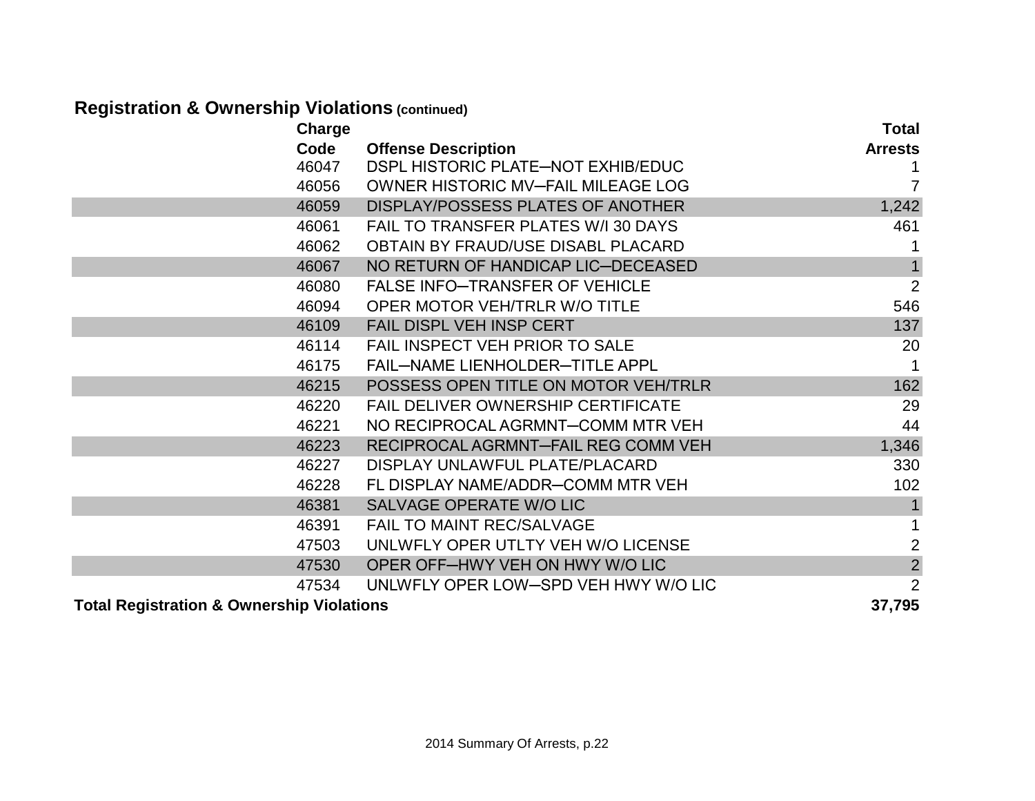## Registration & Ownership Violations (continued)

| Charge Code | Offense Description | Total Arrests |
|---|---|---|
| 46047 | DSPL HISTORIC PLATE─NOT EXHIB/EDUC | 1 |
| 46056 | OWNER HISTORIC MV─FAIL MILEAGE LOG | 7 |
| 46059 | DISPLAY/POSSESS PLATES OF ANOTHER | 1,242 |
| 46061 | FAIL TO TRANSFER PLATES W/I 30 DAYS | 461 |
| 46062 | OBTAIN BY FRAUD/USE DISABL PLACARD | 1 |
| 46067 | NO RETURN OF HANDICAP LIC─DECEASED | 1 |
| 46080 | FALSE INFO─TRANSFER OF VEHICLE | 2 |
| 46094 | OPER MOTOR VEH/TRLR W/O TITLE | 546 |
| 46109 | FAIL DISPL VEH INSP CERT | 137 |
| 46114 | FAIL INSPECT VEH PRIOR TO SALE | 20 |
| 46175 | FAIL─NAME LIENHOLDER─TITLE APPL | 1 |
| 46215 | POSSESS OPEN TITLE ON MOTOR VEH/TRLR | 162 |
| 46220 | FAIL DELIVER OWNERSHIP CERTIFICATE | 29 |
| 46221 | NO RECIPROCAL AGRMNT─COMM MTR VEH | 44 |
| 46223 | RECIPROCAL AGRMNT─FAIL REG COMM VEH | 1,346 |
| 46227 | DISPLAY UNLAWFUL PLATE/PLACARD | 330 |
| 46228 | FL DISPLAY NAME/ADDR─COMM MTR VEH | 102 |
| 46381 | SALVAGE OPERATE W/O LIC | 1 |
| 46391 | FAIL TO MAINT REC/SALVAGE | 1 |
| 47503 | UNLWFLY OPER UTLTY VEH W/O LICENSE | 2 |
| 47530 | OPER OFF─HWY VEH ON HWY W/O LIC | 2 |
| 47534 | UNLWFLY OPER LOW─SPD VEH HWY W/O LIC | 2 |
| **Total Registration & Ownership Violations** | | **37,795** |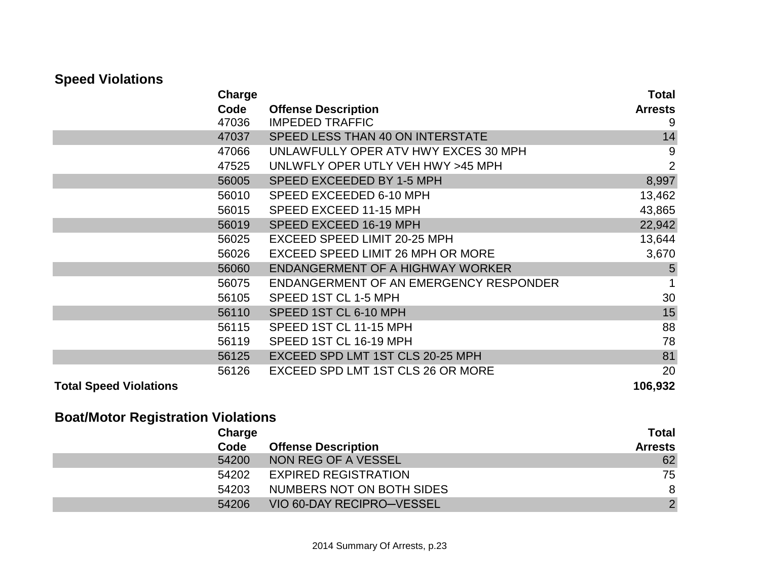## Speed Violations

| Charge Code | Offense Description | Total Arrests |
|---|---|---|
| 47036 | IMPEDED TRAFFIC | 9 |
| 47037 | SPEED LESS THAN 40 ON INTERSTATE | 14 |
| 47066 | UNLAWFULLY OPER ATV HWY EXCES 30 MPH | 9 |
| 47525 | UNLWFLY OPER UTLY VEH HWY >45 MPH | 2 |
| 56005 | SPEED EXCEEDED BY 1-5 MPH | 8,997 |
| 56010 | SPEED EXCEEDED 6-10 MPH | 13,462 |
| 56015 | SPEED EXCEED 11-15 MPH | 43,865 |
| 56019 | SPEED EXCEED 16-19 MPH | 22,942 |
| 56025 | EXCEED SPEED LIMIT 20-25 MPH | 13,644 |
| 56026 | EXCEED SPEED LIMIT 26 MPH OR MORE | 3,670 |
| 56060 | ENDANGERMENT OF A HIGHWAY WORKER | 5 |
| 56075 | ENDANGERMENT OF AN EMERGENCY RESPONDER | 1 |
| 56105 | SPEED 1ST CL 1-5 MPH | 30 |
| 56110 | SPEED 1ST CL 6-10 MPH | 15 |
| 56115 | SPEED 1ST CL 11-15 MPH | 88 |
| 56119 | SPEED 1ST CL 16-19 MPH | 78 |
| 56125 | EXCEED SPD LMT 1ST CLS 20-25 MPH | 81 |
| 56126 | EXCEED SPD LMT 1ST CLS 26 OR MORE | 20 |
| **Total Speed Violations** | | **106,932** |

## Boat/Motor Registration Violations

| Charge Code | Offense Description | Total Arrests |
|---|---|---|
| 54200 | NON REG OF A VESSEL | 62 |
| 54202 | EXPIRED REGISTRATION | 75 |
| 54203 | NUMBERS NOT ON BOTH SIDES | 8 |
| 54206 | VIO 60-DAY RECIPRO─VESSEL | 2 |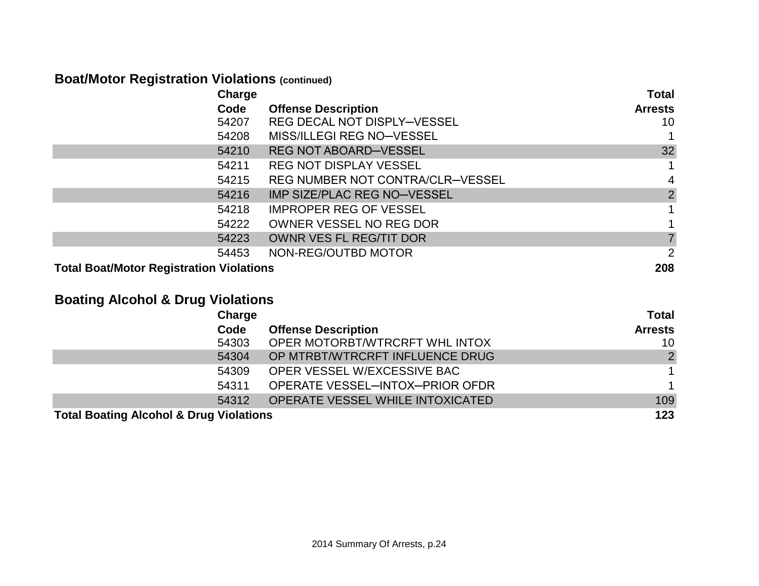## Boat/Motor Registration Violations (continued)

| Charge Code | Offense Description | Total Arrests |
|---|---|---|
| 54207 | REG DECAL NOT DISPLY—VESSEL | 10 |
| 54208 | MISS/ILLEGI REG NO—VESSEL | 1 |
| 54210 | REG NOT ABOARD—VESSEL | 32 |
| 54211 | REG NOT DISPLAY VESSEL | 1 |
| 54215 | REG NUMBER NOT CONTRA/CLR—VESSEL | 4 |
| 54216 | IMP SIZE/PLAC REG NO—VESSEL | 2 |
| 54218 | IMPROPER REG OF VESSEL | 1 |
| 54222 | OWNER VESSEL NO REG DOR | 1 |
| 54223 | OWNR VES FL REG/TIT DOR | 7 |
| 54453 | NON-REG/OUTBD MOTOR | 2 |
| **Total Boat/Motor Registration Violations** | | **208** |

## Boating Alcohol & Drug Violations

| Charge Code | Offense Description | Total Arrests |
|---|---|---|
| 54303 | OPER MOTORBT/WTRCRFT WHL INTOX | 10 |
| 54304 | OP MTRBT/WTRCRFT INFLUENCE DRUG | 2 |
| 54309 | OPER VESSEL W/EXCESSIVE BAC | 1 |
| 54311 | OPERATE VESSEL—INTOX—PRIOR OFDR | 1 |
| 54312 | OPERATE VESSEL WHILE INTOXICATED | 109 |
| **Total Boating Alcohol & Drug Violations** | | **123** |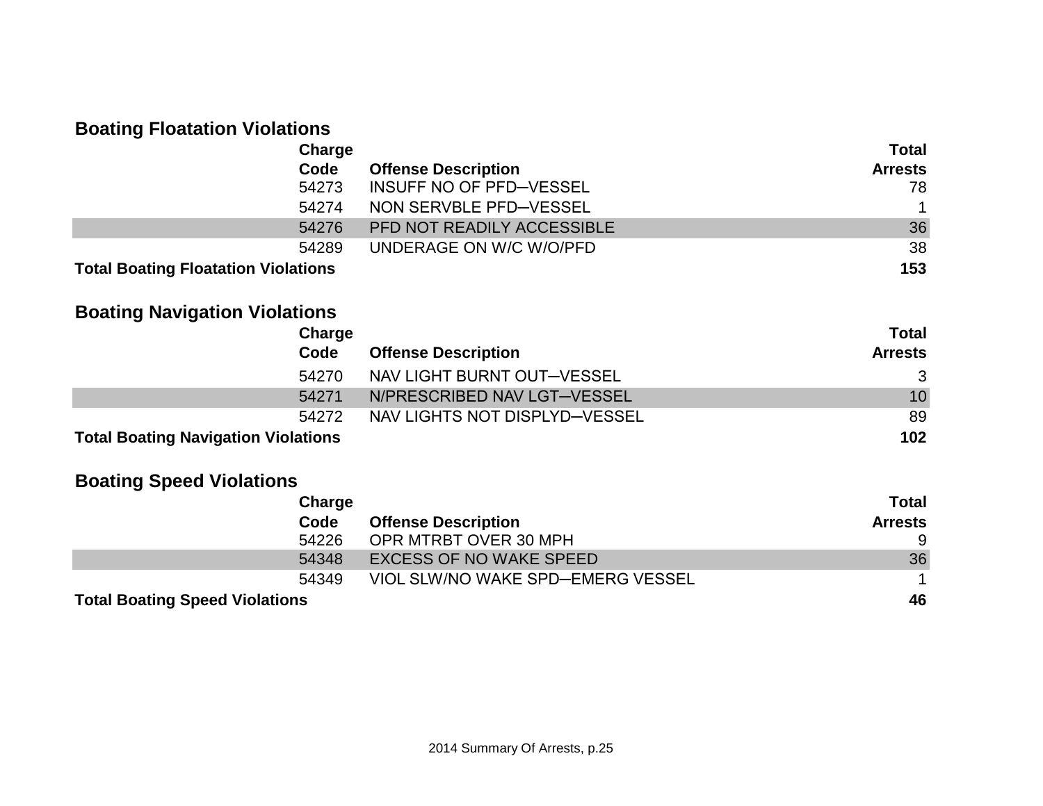## Boating Floatation Violations

| Charge Code | Offense Description | Total Arrests |
|---|---|---|
| 54273 | INSUFF NO OF PFD─VESSEL | 78 |
| 54274 | NON SERVBLE PFD─VESSEL | 1 |
| 54276 | PFD NOT READILY ACCESSIBLE | 36 |
| 54289 | UNDERAGE ON W/C W/O/PFD | 38 |
| **Total Boating Floatation Violations** | | **153** |

## Boating Navigation Violations

| Charge Code | Offense Description | Total Arrests |
|---|---|---|
| 54270 | NAV LIGHT BURNT OUT─VESSEL | 3 |
| 54271 | N/PRESCRIBED NAV LGT─VESSEL | 10 |
| 54272 | NAV LIGHTS NOT DISPLYD─VESSEL | 89 |
| **Total Boating Navigation Violations** | | **102** |

## Boating Speed Violations

| Charge Code | Offense Description | Total Arrests |
|---|---|---|
| 54226 | OPR MTRBT OVER 30 MPH | 9 |
| 54348 | EXCESS OF NO WAKE SPEED | 36 |
| 54349 | VIOL SLW/NO WAKE SPD─EMERG VESSEL | 1 |
| **Total Boating Speed Violations** | | **46** |

2014 Summary Of Arrests, p.25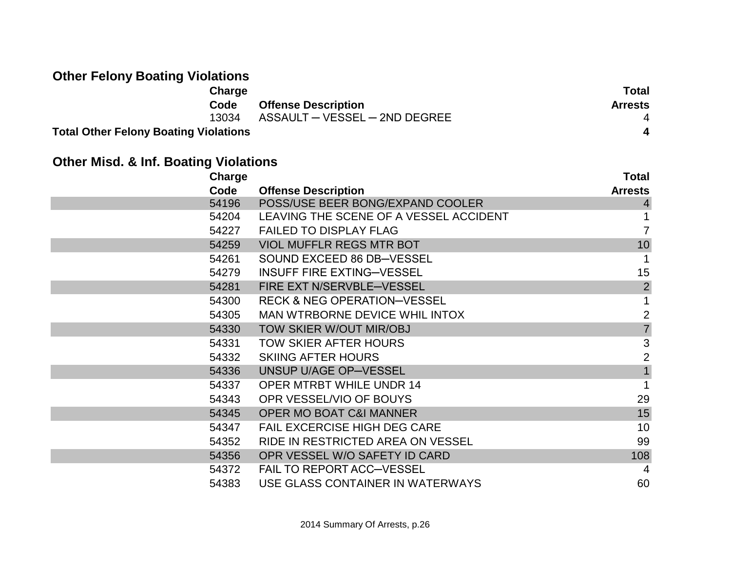## Other Felony Boating Violations

| Charge Code | Offense Description | Total Arrests |
|---|---|---|
| 13034 | ASSAULT – VESSEL – 2ND DEGREE | 4 |
| **Total Other Felony Boating Violations** | | **4** |

## Other Misd. & Inf. Boating Violations

| Charge Code | Offense Description | Total Arrests |
|---|---|---|
| 54196 | POSS/USE BEER BONG/EXPAND COOLER | 4 |
| 54204 | LEAVING THE SCENE OF A VESSEL ACCIDENT | 1 |
| 54227 | FAILED TO DISPLAY FLAG | 7 |
| 54259 | VIOL MUFFLR REGS MTR BOT | 10 |
| 54261 | SOUND EXCEED 86 DB–VESSEL | 1 |
| 54279 | INSUFF FIRE EXTING–VESSEL | 15 |
| 54281 | FIRE EXT N/SERVBLE–VESSEL | 2 |
| 54300 | RECK & NEG OPERATION–VESSEL | 1 |
| 54305 | MAN WTRBORNE DEVICE WHIL INTOX | 2 |
| 54330 | TOW SKIER W/OUT MIR/OBJ | 7 |
| 54331 | TOW SKIER AFTER HOURS | 3 |
| 54332 | SKIING AFTER HOURS | 2 |
| 54336 | UNSUP U/AGE OP–VESSEL | 1 |
| 54337 | OPER MTRBT WHILE UNDR 14 | 1 |
| 54343 | OPR VESSEL/VIO OF BOUYS | 29 |
| 54345 | OPER MO BOAT C&I MANNER | 15 |
| 54347 | FAIL EXCERCISE HIGH DEG CARE | 10 |
| 54352 | RIDE IN RESTRICTED AREA ON VESSEL | 99 |
| 54356 | OPR VESSEL W/O SAFETY ID CARD | 108 |
| 54372 | FAIL TO REPORT ACC–VESSEL | 4 |
| 54383 | USE GLASS CONTAINER IN WATERWAYS | 60 |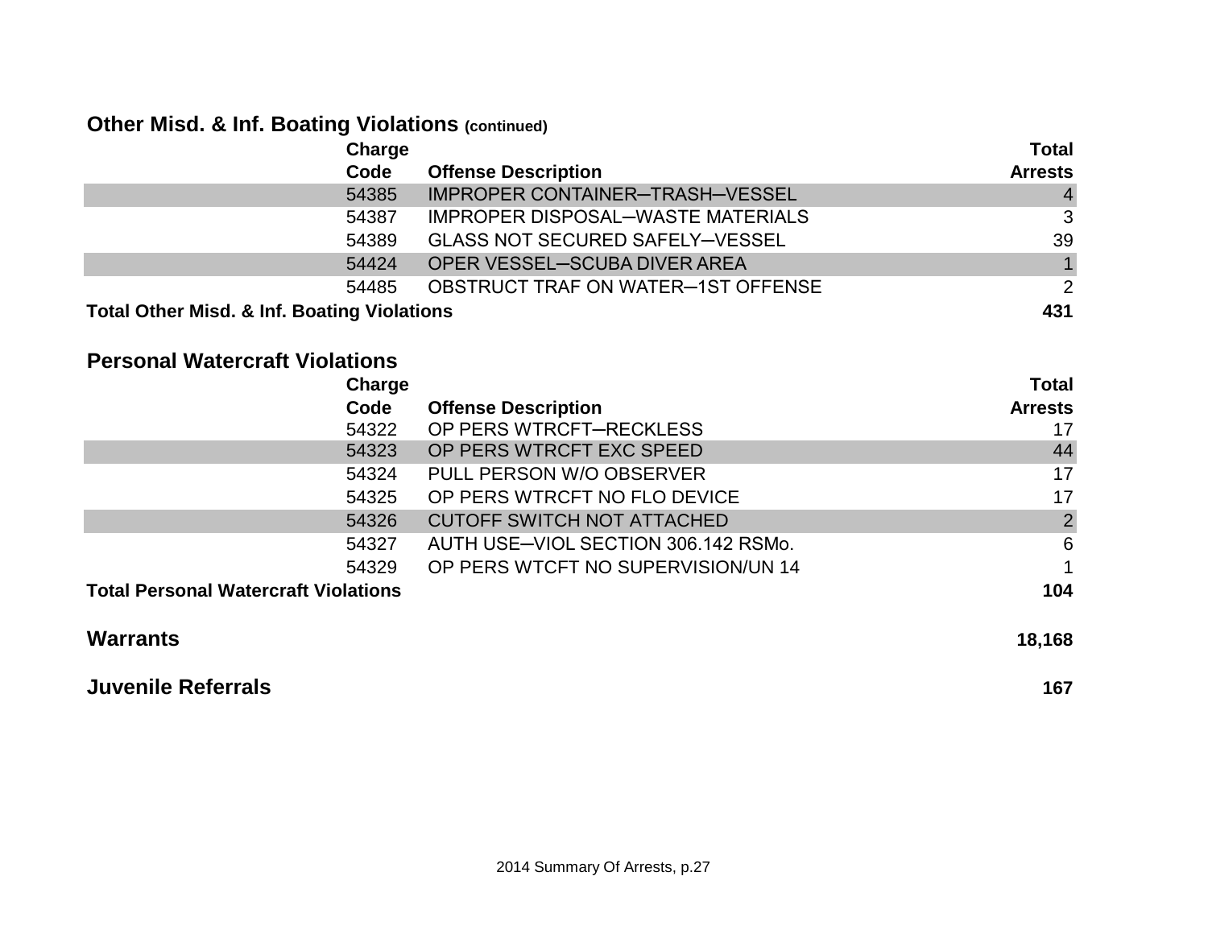## Other Misd. & Inf. Boating Violations (continued)

| Charge Code | Offense Description | Total Arrests |
|---|---|---|
| 54385 | IMPROPER CONTAINER─TRASH─VESSEL | 4 |
| 54387 | IMPROPER DISPOSAL─WASTE MATERIALS | 3 |
| 54389 | GLASS NOT SECURED SAFELY─VESSEL | 39 |
| 54424 | OPER VESSEL─SCUBA DIVER AREA | 1 |
| 54485 | OBSTRUCT TRAF ON WATER─1ST OFFENSE | 2 |
| **Total Other Misd. & Inf. Boating Violations** | | **431** |

## Personal Watercraft Violations

| Charge Code | Offense Description | Total Arrests |
|---|---|---|
| 54322 | OP PERS WTRCFT─RECKLESS | 17 |
| 54323 | OP PERS WTRCFT EXC SPEED | 44 |
| 54324 | PULL PERSON W/O OBSERVER | 17 |
| 54325 | OP PERS WTRCFT NO FLO DEVICE | 17 |
| 54326 | CUTOFF SWITCH NOT ATTACHED | 2 |
| 54327 | AUTH USE─VIOL SECTION 306.142 RSMo. | 6 |
| 54329 | OP PERS WTCFT NO SUPERVISION/UN 14 | 1 |
| **Total Personal Watercraft Violations** | | **104** |

## Warrants **18,168**

## Juvenile Referrals **167**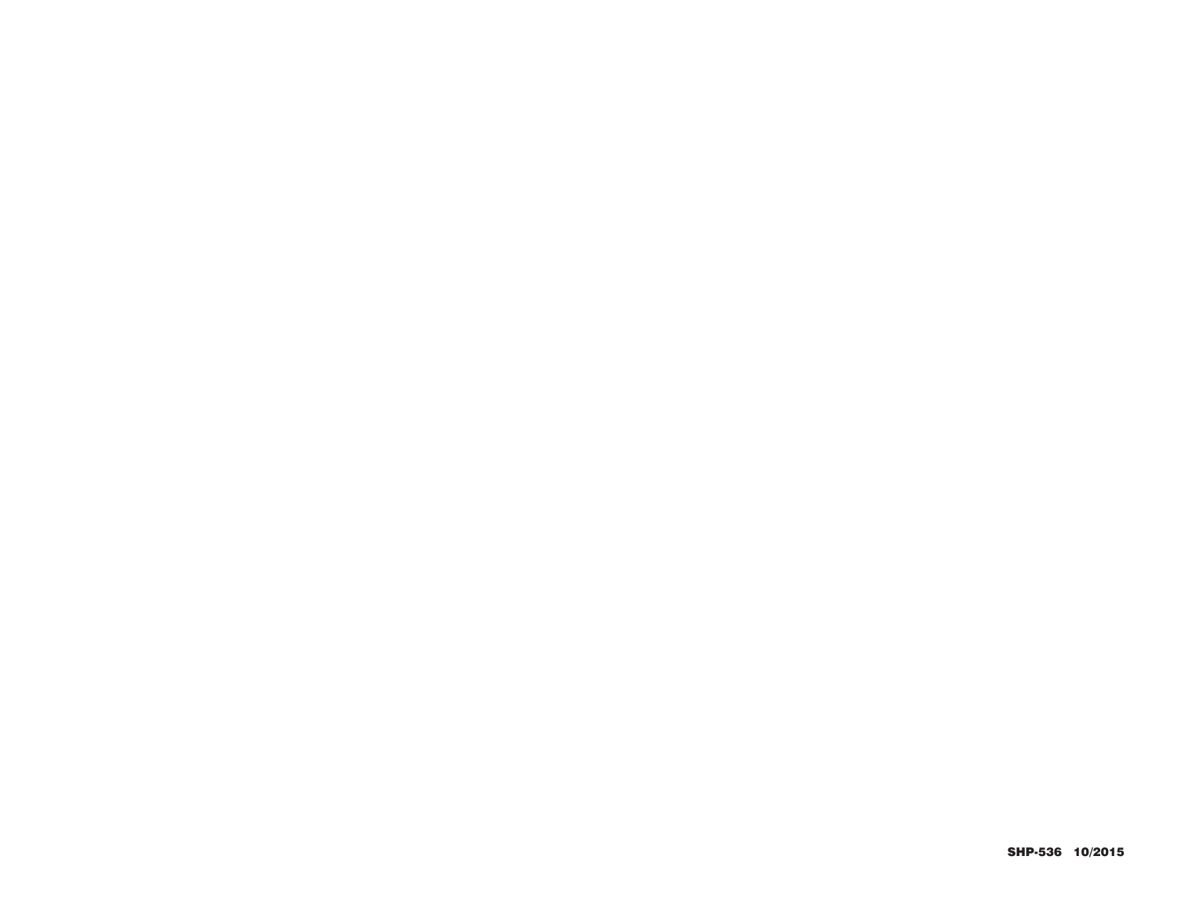SHP-536 10/2015